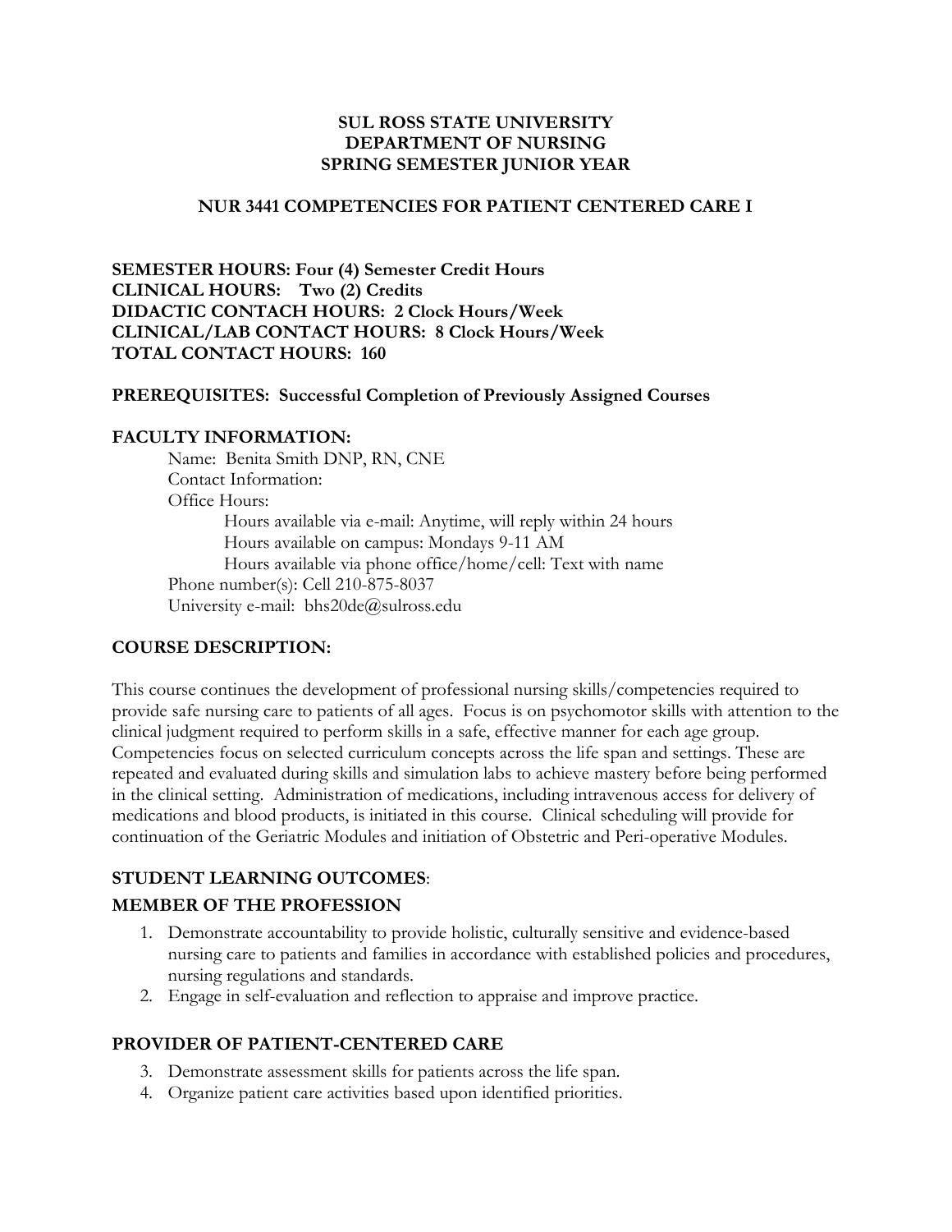**SUL ROSS STATE UNIVERSITY**
**DEPARTMENT OF NURSING**
**SPRING SEMESTER JUNIOR YEAR**

**NUR 3441 COMPETENCIES FOR PATIENT CENTERED CARE I**

**SEMESTER HOURS: Four (4) Semester Credit Hours**
**CLINICAL HOURS: Two (2) Credits**
**DIDACTIC CONTACH HOURS: 2 Clock Hours/Week**
**CLINICAL/LAB CONTACT HOURS: 8 Clock Hours/Week**
**TOTAL CONTACT HOURS: 160**

**PREREQUISITES: Successful Completion of Previously Assigned Courses**

## FACULTY INFORMATION:

Name: Benita Smith DNP, RN, CNE
Contact Information:
Office Hours:
  Hours available via e-mail: Anytime, will reply within 24 hours
  Hours available on campus: Mondays 9-11 AM
  Hours available via phone office/home/cell: Text with name
Phone number(s): Cell 210-875-8037
University e-mail: bhs20de@sulross.edu

## COURSE DESCRIPTION:

This course continues the development of professional nursing skills/competencies required to provide safe nursing care to patients of all ages. Focus is on psychomotor skills with attention to the clinical judgment required to perform skills in a safe, effective manner for each age group. Competencies focus on selected curriculum concepts across the life span and settings. These are repeated and evaluated during skills and simulation labs to achieve mastery before being performed in the clinical setting. Administration of medications, including intravenous access for delivery of medications and blood products, is initiated in this course. Clinical scheduling will provide for continuation of the Geriatric Modules and initiation of Obstetric and Peri-operative Modules.

## STUDENT LEARNING OUTCOMES:

### MEMBER OF THE PROFESSION

1. Demonstrate accountability to provide holistic, culturally sensitive and evidence-based nursing care to patients and families in accordance with established policies and procedures, nursing regulations and standards.
2. Engage in self-evaluation and reflection to appraise and improve practice.

### PROVIDER OF PATIENT-CENTERED CARE

3. Demonstrate assessment skills for patients across the life span.
4. Organize patient care activities based upon identified priorities.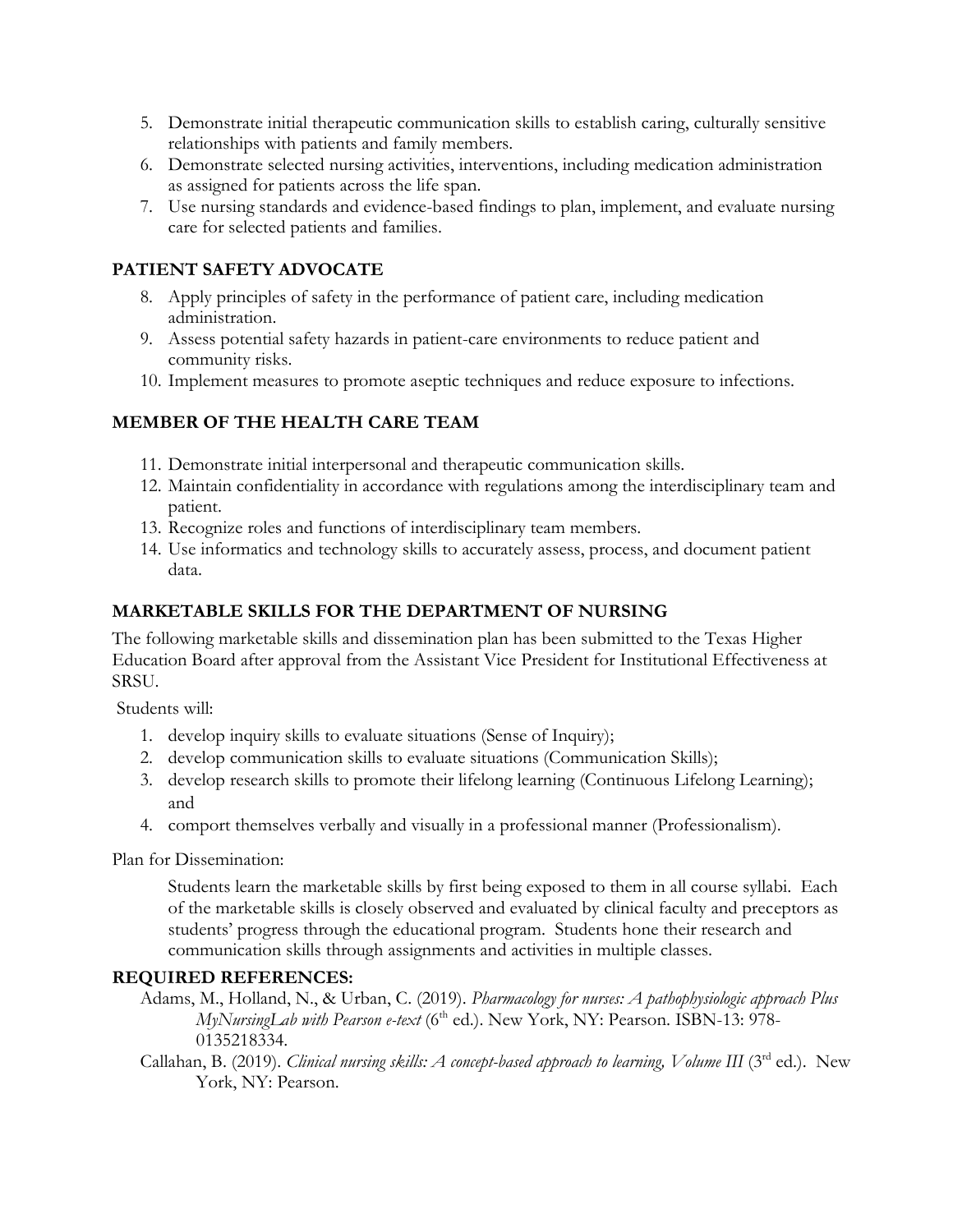5. Demonstrate initial therapeutic communication skills to establish caring, culturally sensitive relationships with patients and family members.
6. Demonstrate selected nursing activities, interventions, including medication administration as assigned for patients across the life span.
7. Use nursing standards and evidence-based findings to plan, implement, and evaluate nursing care for selected patients and families.

## PATIENT SAFETY ADVOCATE

8. Apply principles of safety in the performance of patient care, including medication administration.
9. Assess potential safety hazards in patient-care environments to reduce patient and community risks.
10. Implement measures to promote aseptic techniques and reduce exposure to infections.

## MEMBER OF THE HEALTH CARE TEAM

11. Demonstrate initial interpersonal and therapeutic communication skills.
12. Maintain confidentiality in accordance with regulations among the interdisciplinary team and patient.
13. Recognize roles and functions of interdisciplinary team members.
14. Use informatics and technology skills to accurately assess, process, and document patient data.

## MARKETABLE SKILLS FOR THE DEPARTMENT OF NURSING

The following marketable skills and dissemination plan has been submitted to the Texas Higher Education Board after approval from the Assistant Vice President for Institutional Effectiveness at SRSU.

Students will:

1. develop inquiry skills to evaluate situations (Sense of Inquiry);
2. develop communication skills to evaluate situations (Communication Skills);
3. develop research skills to promote their lifelong learning (Continuous Lifelong Learning); and
4. comport themselves verbally and visually in a professional manner (Professionalism).

Plan for Dissemination:

> Students learn the marketable skills by first being exposed to them in all course syllabi. Each of the marketable skills is closely observed and evaluated by clinical faculty and preceptors as students' progress through the educational program. Students hone their research and communication skills through assignments and activities in multiple classes.

## REQUIRED REFERENCES:

Adams, M., Holland, N., & Urban, C. (2019). *Pharmacology for nurses: A pathophysiologic approach Plus MyNursingLab with Pearson e-text* (6th ed.). New York, NY: Pearson. ISBN-13: 978-0135218334.

Callahan, B. (2019). *Clinical nursing skills: A concept-based approach to learning, Volume III* (3rd ed.). New York, NY: Pearson.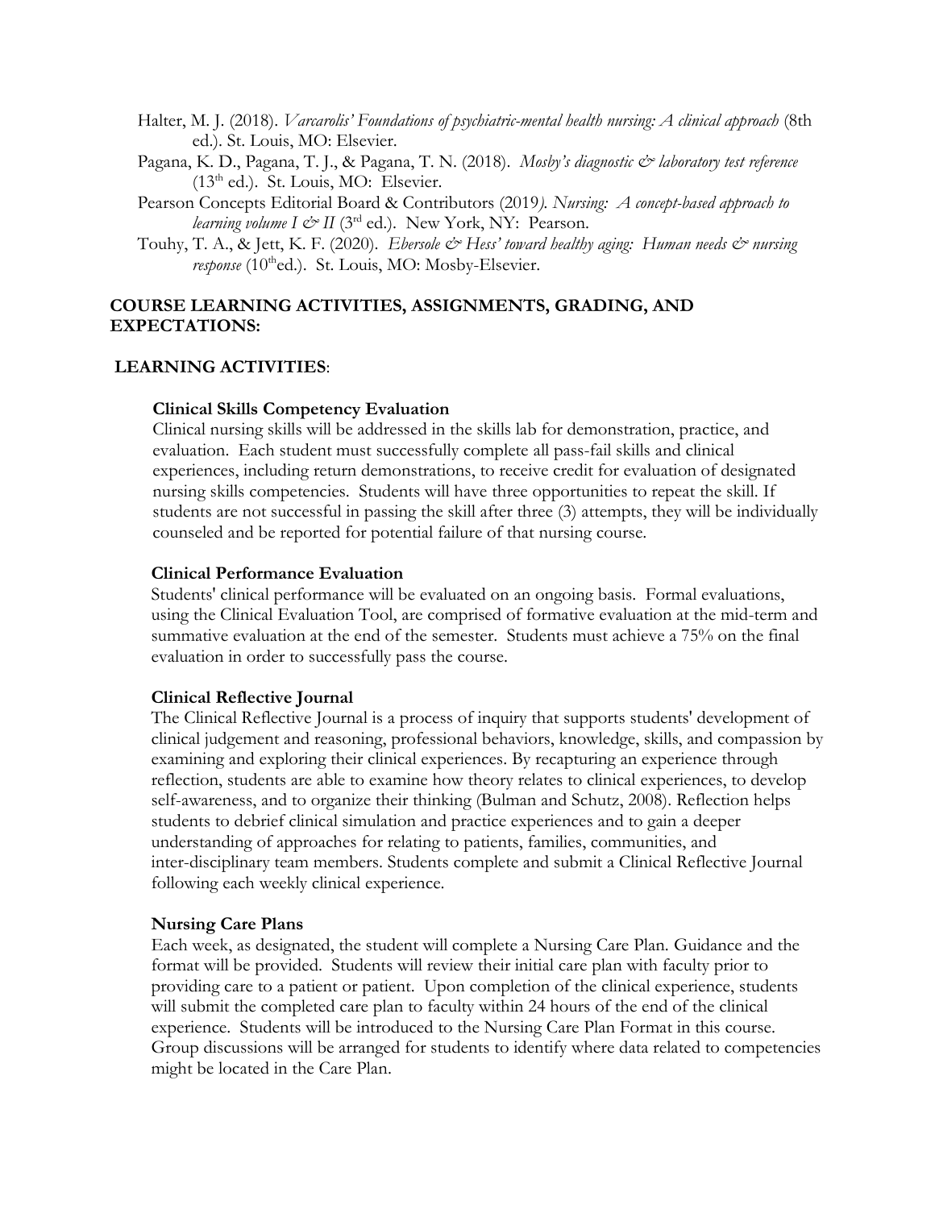Halter, M. J. (2018). *Varcarolis' Foundations of psychiatric-mental health nursing: A clinical approach* (8th ed.). St. Louis, MO: Elsevier.

Pagana, K. D., Pagana, T. J., & Pagana, T. N. (2018). *Mosby's diagnostic & laboratory test reference* (13th ed.). St. Louis, MO: Elsevier.

Pearson Concepts Editorial Board & Contributors (2019). *Nursing: A concept-based approach to learning volume I & II* (3rd ed.). New York, NY: Pearson.

Touhy, T. A., & Jett, K. F. (2020). *Ebersole & Hess' toward healthy aging: Human needs & nursing response* (10th ed.). St. Louis, MO: Mosby-Elsevier.

## COURSE LEARNING ACTIVITIES, ASSIGNMENTS, GRADING, AND EXPECTATIONS:

### LEARNING ACTIVITIES:

#### Clinical Skills Competency Evaluation

Clinical nursing skills will be addressed in the skills lab for demonstration, practice, and evaluation. Each student must successfully complete all pass-fail skills and clinical experiences, including return demonstrations, to receive credit for evaluation of designated nursing skills competencies. Students will have three opportunities to repeat the skill. If students are not successful in passing the skill after three (3) attempts, they will be individually counseled and be reported for potential failure of that nursing course.

#### Clinical Performance Evaluation

Students' clinical performance will be evaluated on an ongoing basis. Formal evaluations, using the Clinical Evaluation Tool, are comprised of formative evaluation at the mid-term and summative evaluation at the end of the semester. Students must achieve a 75% on the final evaluation in order to successfully pass the course.

#### Clinical Reflective Journal

The Clinical Reflective Journal is a process of inquiry that supports students' development of clinical judgement and reasoning, professional behaviors, knowledge, skills, and compassion by examining and exploring their clinical experiences. By recapturing an experience through reflection, students are able to examine how theory relates to clinical experiences, to develop self-awareness, and to organize their thinking (Bulman and Schutz, 2008). Reflection helps students to debrief clinical simulation and practice experiences and to gain a deeper understanding of approaches for relating to patients, families, communities, and inter-disciplinary team members. Students complete and submit a Clinical Reflective Journal following each weekly clinical experience.

#### Nursing Care Plans

Each week, as designated, the student will complete a Nursing Care Plan. Guidance and the format will be provided. Students will review their initial care plan with faculty prior to providing care to a patient or patient. Upon completion of the clinical experience, students will submit the completed care plan to faculty within 24 hours of the end of the clinical experience. Students will be introduced to the Nursing Care Plan Format in this course. Group discussions will be arranged for students to identify where data related to competencies might be located in the Care Plan.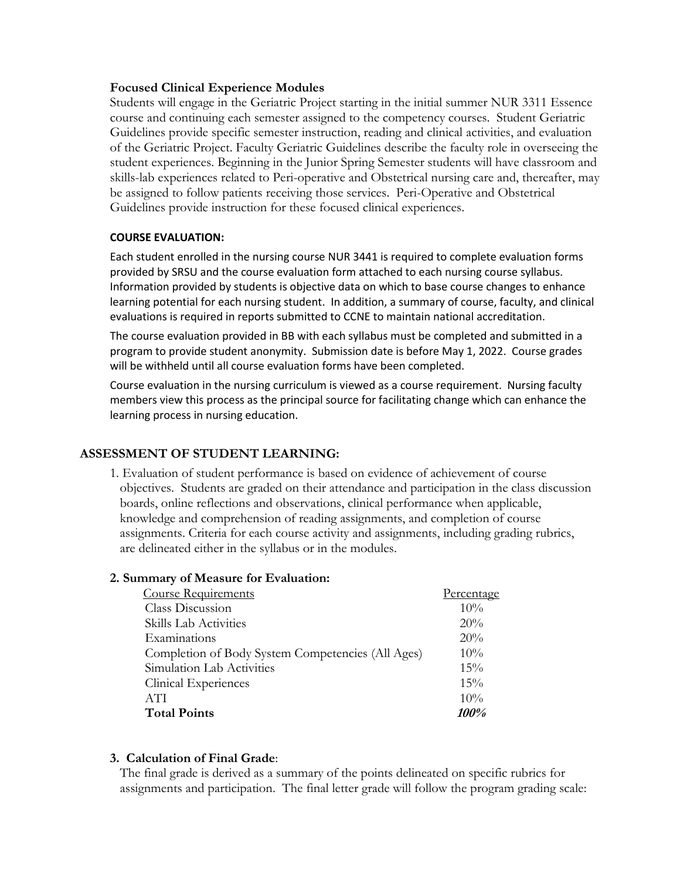**Focused Clinical Experience Modules**

Students will engage in the Geriatric Project starting in the initial summer NUR 3311 Essence course and continuing each semester assigned to the competency courses. Student Geriatric Guidelines provide specific semester instruction, reading and clinical activities, and evaluation of the Geriatric Project. Faculty Geriatric Guidelines describe the faculty role in overseeing the student experiences. Beginning in the Junior Spring Semester students will have classroom and skills-lab experiences related to Peri-operative and Obstetrical nursing care and, thereafter, may be assigned to follow patients receiving those services. Peri-Operative and Obstetrical Guidelines provide instruction for these focused clinical experiences.

**COURSE EVALUATION:**

Each student enrolled in the nursing course NUR 3441 is required to complete evaluation forms provided by SRSU and the course evaluation form attached to each nursing course syllabus. Information provided by students is objective data on which to base course changes to enhance learning potential for each nursing student. In addition, a summary of course, faculty, and clinical evaluations is required in reports submitted to CCNE to maintain national accreditation.

The course evaluation provided in BB with each syllabus must be completed and submitted in a program to provide student anonymity. Submission date is before May 1, 2022. Course grades will be withheld until all course evaluation forms have been completed.

Course evaluation in the nursing curriculum is viewed as a course requirement. Nursing faculty members view this process as the principal source for facilitating change which can enhance the learning process in nursing education.

## ASSESSMENT OF STUDENT LEARNING:

1. Evaluation of student performance is based on evidence of achievement of course objectives. Students are graded on their attendance and participation in the class discussion boards, online reflections and observations, clinical performance when applicable, knowledge and comprehension of reading assignments, and completion of course assignments. Criteria for each course activity and assignments, including grading rubrics, are delineated either in the syllabus or in the modules.

**2. Summary of Measure for Evaluation:**

| Course Requirements | Percentage |
|---|---|
| Class Discussion | 10% |
| Skills Lab Activities | 20% |
| Examinations | 20% |
| Completion of Body System Competencies (All Ages) | 10% |
| Simulation Lab Activities | 15% |
| Clinical Experiences | 15% |
| ATI | 10% |
| **Total Points** | ***100%*** |

**3. Calculation of Final Grade**:

The final grade is derived as a summary of the points delineated on specific rubrics for assignments and participation. The final letter grade will follow the program grading scale: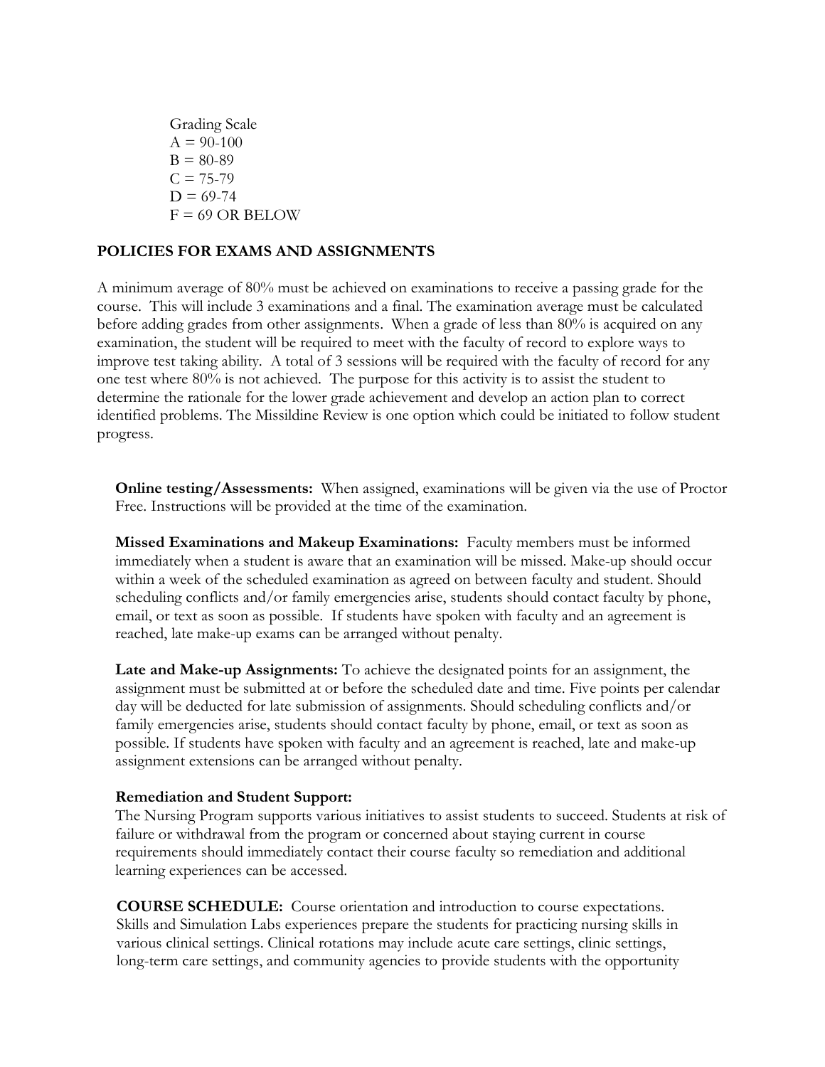Grading Scale
A = 90-100
B = 80-89
C = 75-79
D = 69-74
F = 69 OR BELOW

## POLICIES FOR EXAMS AND ASSIGNMENTS

A minimum average of 80% must be achieved on examinations to receive a passing grade for the course. This will include 3 examinations and a final. The examination average must be calculated before adding grades from other assignments. When a grade of less than 80% is acquired on any examination, the student will be required to meet with the faculty of record to explore ways to improve test taking ability. A total of 3 sessions will be required with the faculty of record for any one test where 80% is not achieved. The purpose for this activity is to assist the student to determine the rationale for the lower grade achievement and develop an action plan to correct identified problems. The Missildine Review is one option which could be initiated to follow student progress.

**Online testing/Assessments:** When assigned, examinations will be given via the use of Proctor Free. Instructions will be provided at the time of the examination.

**Missed Examinations and Makeup Examinations:** Faculty members must be informed immediately when a student is aware that an examination will be missed. Make-up should occur within a week of the scheduled examination as agreed on between faculty and student. Should scheduling conflicts and/or family emergencies arise, students should contact faculty by phone, email, or text as soon as possible. If students have spoken with faculty and an agreement is reached, late make-up exams can be arranged without penalty.

**Late and Make-up Assignments:** To achieve the designated points for an assignment, the assignment must be submitted at or before the scheduled date and time. Five points per calendar day will be deducted for late submission of assignments. Should scheduling conflicts and/or family emergencies arise, students should contact faculty by phone, email, or text as soon as possible. If students have spoken with faculty and an agreement is reached, late and make-up assignment extensions can be arranged without penalty.

**Remediation and Student Support:**
The Nursing Program supports various initiatives to assist students to succeed. Students at risk of failure or withdrawal from the program or concerned about staying current in course requirements should immediately contact their course faculty so remediation and additional learning experiences can be accessed.

**COURSE SCHEDULE:** Course orientation and introduction to course expectations. Skills and Simulation Labs experiences prepare the students for practicing nursing skills in various clinical settings. Clinical rotations may include acute care settings, clinic settings, long-term care settings, and community agencies to provide students with the opportunity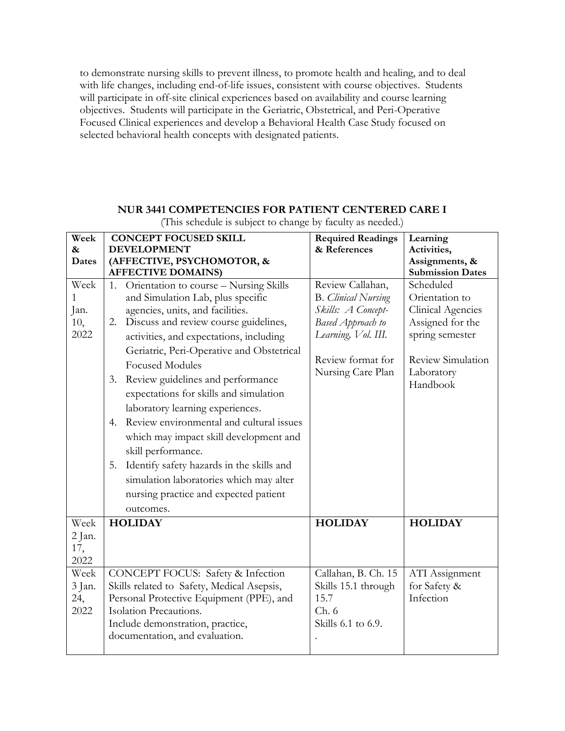to demonstrate nursing skills to prevent illness, to promote health and healing, and to deal with life changes, including end-of-life issues, consistent with course objectives. Students will participate in off-site clinical experiences based on availability and course learning objectives. Students will participate in the Geriatric, Obstetrical, and Peri-Operative Focused Clinical experiences and develop a Behavioral Health Case Study focused on selected behavioral health concepts with designated patients.

## NUR 3441 COMPETENCIES FOR PATIENT CENTERED CARE I

(This schedule is subject to change by faculty as needed.)

| Week & Dates | CONCEPT FOCUSED SKILL DEVELOPMENT (AFFECTIVE, PSYCHOMOTOR, & AFFECTIVE DOMAINS) | Required Readings & References | Learning Activities, Assignments, & Submission Dates |
|---|---|---|---|
| Week 1 Jan. 10, 2022 | 1. Orientation to course – Nursing Skills and Simulation Lab, plus specific agencies, units, and facilities.<br>2. Discuss and review course guidelines, activities, and expectations, including Geriatric, Peri-Operative and Obstetrical Focused Modules<br>3. Review guidelines and performance expectations for skills and simulation laboratory learning experiences.<br>4. Review environmental and cultural issues which may impact skill development and skill performance.<br>5. Identify safety hazards in the skills and simulation laboratories which may alter nursing practice and expected patient outcomes. | Review Callahan, B. *Clinical Nursing Skills: A Concept-Based Approach to Learning, Vol. III.*<br><br>Review format for Nursing Care Plan | Scheduled Orientation to Clinical Agencies Assigned for the spring semester<br><br>Review Simulation Laboratory Handbook |
| Week 2 Jan. 17, 2022 | **HOLIDAY** | **HOLIDAY** | **HOLIDAY** |
| Week 3 Jan. 24, 2022 | CONCEPT FOCUS: Safety & Infection<br>Skills related to Safety, Medical Asepsis, Personal Protective Equipment (PPE), and Isolation Precautions.<br>Include demonstration, practice, documentation, and evaluation. | Callahan, B. Ch. 15 Skills 15.1 through 15.7<br>Ch. 6<br>Skills 6.1 to 6.9.<br>. | ATI Assignment for Safety & Infection |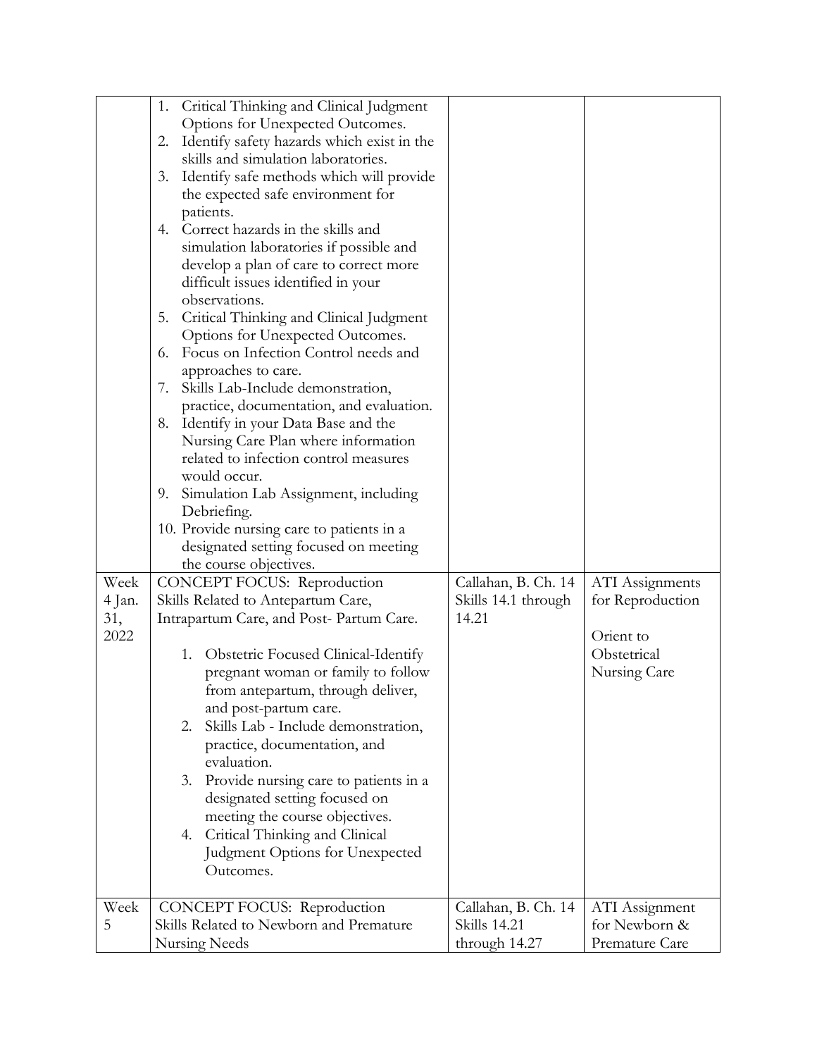| | | | |
|---|---|---|---|
| | 1. Critical Thinking and Clinical Judgment Options for Unexpected Outcomes.<br>2. Identify safety hazards which exist in the skills and simulation laboratories.<br>3. Identify safe methods which will provide the expected safe environment for patients.<br>4. Correct hazards in the skills and simulation laboratories if possible and develop a plan of care to correct more difficult issues identified in your observations.<br>5. Critical Thinking and Clinical Judgment Options for Unexpected Outcomes.<br>6. Focus on Infection Control needs and approaches to care.<br>7. Skills Lab-Include demonstration, practice, documentation, and evaluation.<br>8. Identify in your Data Base and the Nursing Care Plan where information related to infection control measures would occur.<br>9. Simulation Lab Assignment, including Debriefing.<br>10. Provide nursing care to patients in a designated setting focused on meeting the course objectives. | | |
| Week 4 Jan. 31, 2022 | CONCEPT FOCUS: Reproduction<br>Skills Related to Antepartum Care, Intrapartum Care, and Post- Partum Care.<br><br>1. Obstetric Focused Clinical-Identify pregnant woman or family to follow from antepartum, through deliver, and post-partum care.<br>2. Skills Lab - Include demonstration, practice, documentation, and evaluation.<br>3. Provide nursing care to patients in a designated setting focused on meeting the course objectives.<br>4. Critical Thinking and Clinical Judgment Options for Unexpected Outcomes. | Callahan, B. Ch. 14 Skills 14.1 through 14.21 | ATI Assignments for Reproduction<br><br>Orient to Obstetrical Nursing Care |
| Week 5 | CONCEPT FOCUS: Reproduction<br>Skills Related to Newborn and Premature Nursing Needs | Callahan, B. Ch. 14 Skills 14.21 through 14.27 | ATI Assignment for Newborn & Premature Care |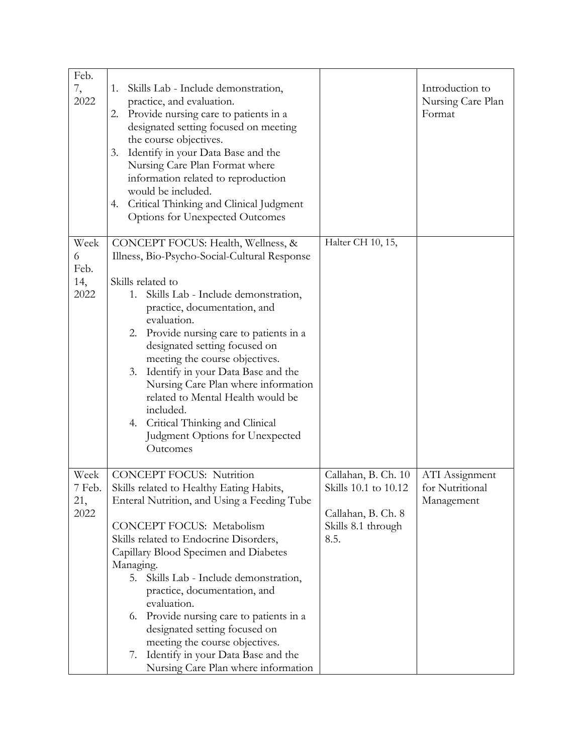| | | | |
|---|---|---|---|
| Feb. 7, 2022 | 1. Skills Lab - Include demonstration, practice, and evaluation.<br>2. Provide nursing care to patients in a designated setting focused on meeting the course objectives.<br>3. Identify in your Data Base and the Nursing Care Plan Format where information related to reproduction would be included.<br>4. Critical Thinking and Clinical Judgment Options for Unexpected Outcomes | | Introduction to Nursing Care Plan Format |
| Week 6 Feb. 14, 2022 | CONCEPT FOCUS: Health, Wellness, & Illness, Bio-Psycho-Social-Cultural Response<br><br>Skills related to<br>1. Skills Lab - Include demonstration, practice, documentation, and evaluation.<br>2. Provide nursing care to patients in a designated setting focused on meeting the course objectives.<br>3. Identify in your Data Base and the Nursing Care Plan where information related to Mental Health would be included.<br>4. Critical Thinking and Clinical Judgment Options for Unexpected Outcomes | Halter CH 10, 15, | |
| Week 7 Feb. 21, 2022 | CONCEPT FOCUS: Nutrition<br>Skills related to Healthy Eating Habits, Enteral Nutrition, and Using a Feeding Tube<br><br>CONCEPT FOCUS: Metabolism<br>Skills related to Endocrine Disorders, Capillary Blood Specimen and Diabetes Managing.<br>5. Skills Lab - Include demonstration, practice, documentation, and evaluation.<br>6. Provide nursing care to patients in a designated setting focused on meeting the course objectives.<br>7. Identify in your Data Base and the Nursing Care Plan where information | Callahan, B. Ch. 10 Skills 10.1 to 10.12<br><br>Callahan, B. Ch. 8 Skills 8.1 through 8.5. | ATI Assignment for Nutritional Management |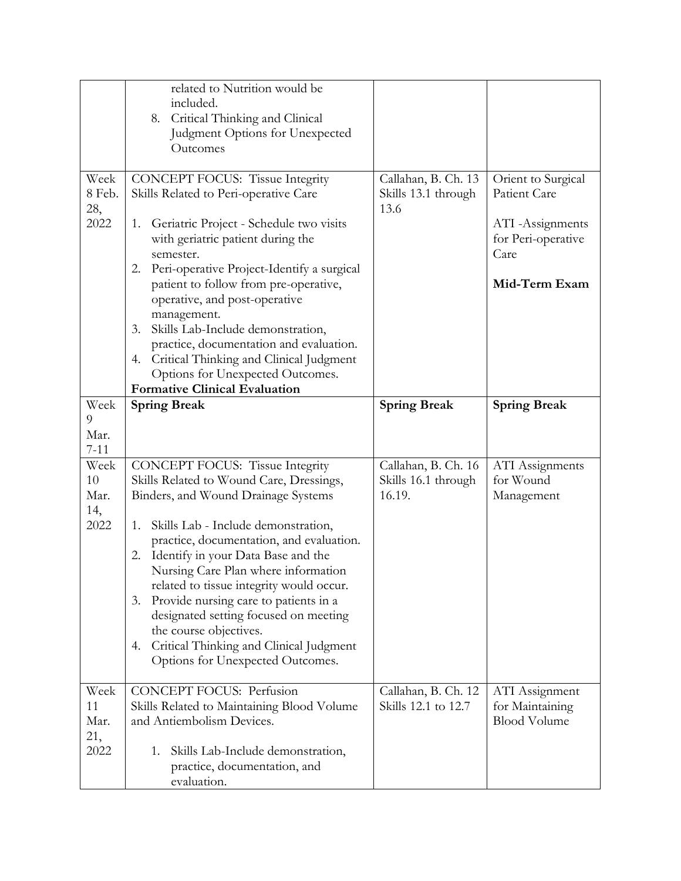| | | | |
|---|---|---|---|
| | related to Nutrition would be included.<br>8. Critical Thinking and Clinical Judgment Options for Unexpected Outcomes | | |
| Week 8 Feb. 28, 2022 | CONCEPT FOCUS: Tissue Integrity<br>Skills Related to Peri-operative Care<br><br>1. Geriatric Project - Schedule two visits with geriatric patient during the semester.<br>2. Peri-operative Project-Identify a surgical patient to follow from pre-operative, operative, and post-operative management.<br>3. Skills Lab-Include demonstration, practice, documentation and evaluation.<br>4. Critical Thinking and Clinical Judgment Options for Unexpected Outcomes.<br>**Formative Clinical Evaluation** | Callahan, B. Ch. 13 Skills 13.1 through 13.6 | Orient to Surgical Patient Care<br><br>ATI -Assignments for Peri-operative Care<br><br>**Mid-Term Exam** |
| Week 9 Mar. 7-11 | **Spring Break** | **Spring Break** | **Spring Break** |
| Week 10 Mar. 14, 2022 | CONCEPT FOCUS: Tissue Integrity<br>Skills Related to Wound Care, Dressings, Binders, and Wound Drainage Systems<br><br>1. Skills Lab - Include demonstration, practice, documentation, and evaluation.<br>2. Identify in your Data Base and the Nursing Care Plan where information related to tissue integrity would occur.<br>3. Provide nursing care to patients in a designated setting focused on meeting the course objectives.<br>4. Critical Thinking and Clinical Judgment Options for Unexpected Outcomes. | Callahan, B. Ch. 16 Skills 16.1 through 16.19. | ATI Assignments for Wound Management |
| Week 11 Mar. 21, 2022 | CONCEPT FOCUS: Perfusion<br>Skills Related to Maintaining Blood Volume and Antiembolism Devices.<br><br>1. Skills Lab-Include demonstration, practice, documentation, and evaluation. | Callahan, B. Ch. 12 Skills 12.1 to 12.7 | ATI Assignment for Maintaining Blood Volume |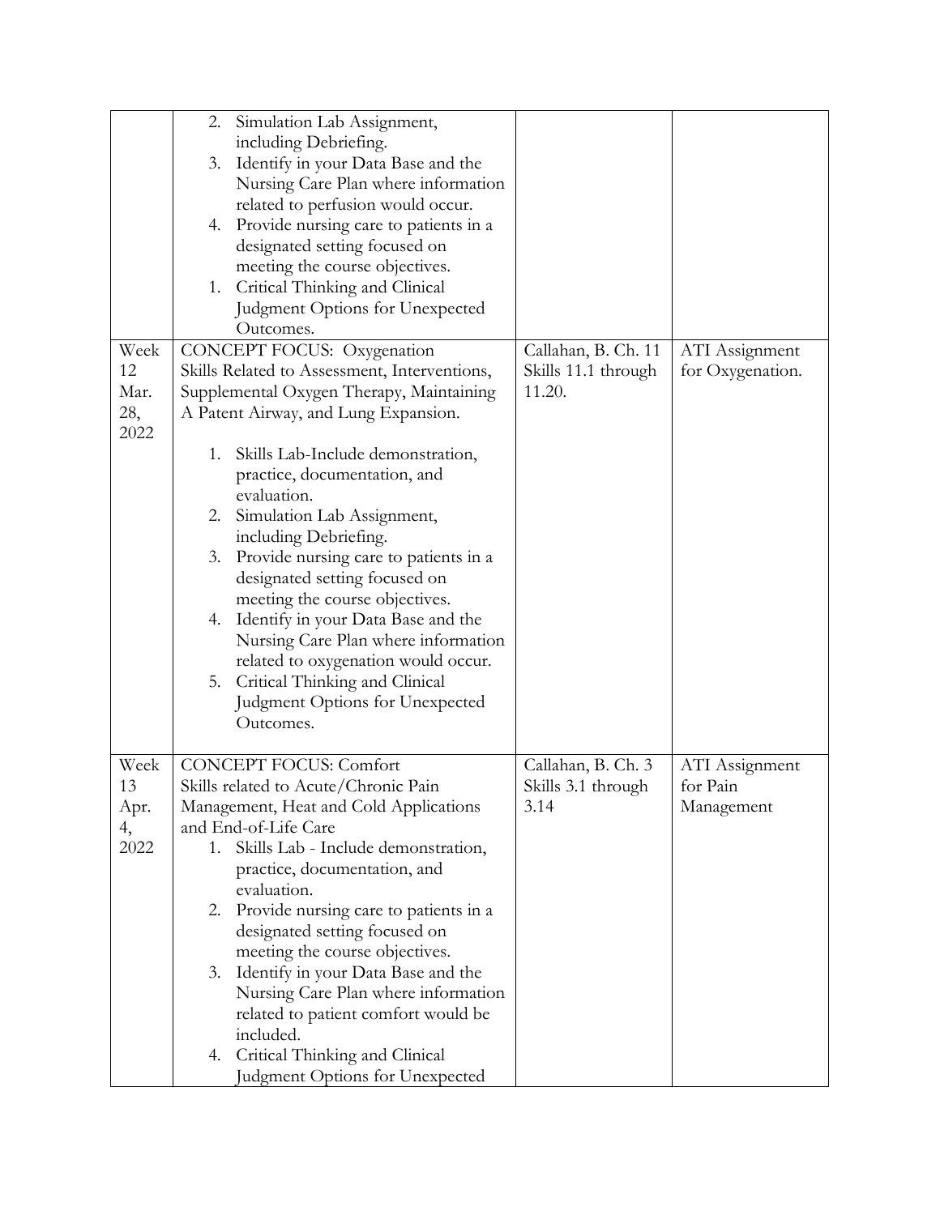| | | | |
|---|---|---|---|
| | 2. Simulation Lab Assignment, including Debriefing.<br>3. Identify in your Data Base and the Nursing Care Plan where information related to perfusion would occur.<br>4. Provide nursing care to patients in a designated setting focused on meeting the course objectives.<br>1. Critical Thinking and Clinical Judgment Options for Unexpected Outcomes. | | |
| Week 12 Mar. 28, 2022 | CONCEPT FOCUS: Oxygenation<br>Skills Related to Assessment, Interventions, Supplemental Oxygen Therapy, Maintaining A Patent Airway, and Lung Expansion.<br><br>1. Skills Lab-Include demonstration, practice, documentation, and evaluation.<br>2. Simulation Lab Assignment, including Debriefing.<br>3. Provide nursing care to patients in a designated setting focused on meeting the course objectives.<br>4. Identify in your Data Base and the Nursing Care Plan where information related to oxygenation would occur.<br>5. Critical Thinking and Clinical Judgment Options for Unexpected Outcomes. | Callahan, B. Ch. 11 Skills 11.1 through 11.20. | ATI Assignment for Oxygenation. |
| Week 13 Apr. 4, 2022 | CONCEPT FOCUS: Comfort<br>Skills related to Acute/Chronic Pain Management, Heat and Cold Applications and End-of-Life Care<br>1. Skills Lab - Include demonstration, practice, documentation, and evaluation.<br>2. Provide nursing care to patients in a designated setting focused on meeting the course objectives.<br>3. Identify in your Data Base and the Nursing Care Plan where information related to patient comfort would be included.<br>4. Critical Thinking and Clinical Judgment Options for Unexpected | Callahan, B. Ch. 3 Skills 3.1 through 3.14 | ATI Assignment for Pain Management |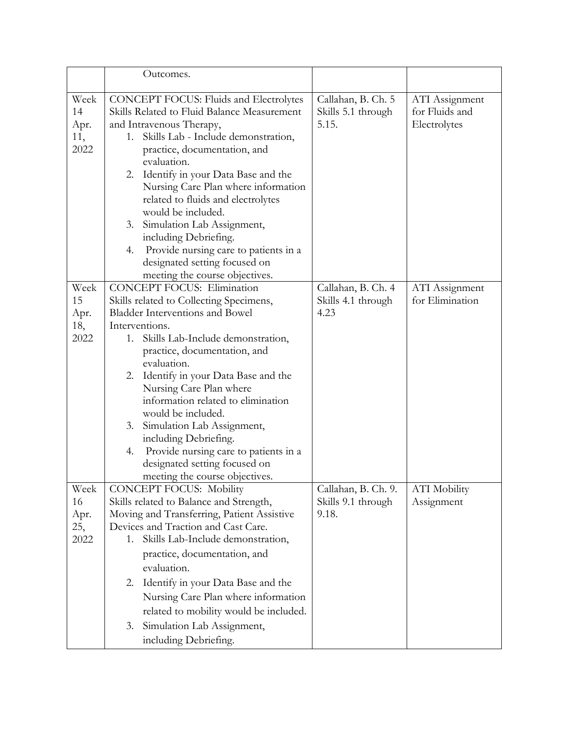| | | | |
|---|---|---|---|
| | Outcomes. | | |
| Week 14 Apr. 11, 2022 | CONCEPT FOCUS: Fluids and Electrolytes Skills Related to Fluid Balance Measurement and Intravenous Therapy, <br>1. Skills Lab - Include demonstration, practice, documentation, and evaluation. <br>2. Identify in your Data Base and the Nursing Care Plan where information related to fluids and electrolytes would be included. <br>3. Simulation Lab Assignment, including Debriefing. <br>4. Provide nursing care to patients in a designated setting focused on meeting the course objectives. | Callahan, B. Ch. 5 Skills 5.1 through 5.15. | ATI Assignment for Fluids and Electrolytes |
| Week 15 Apr. 18, 2022 | CONCEPT FOCUS: Elimination Skills related to Collecting Specimens, Bladder Interventions and Bowel Interventions. <br>1. Skills Lab-Include demonstration, practice, documentation, and evaluation. <br>2. Identify in your Data Base and the Nursing Care Plan where information related to elimination would be included. <br>3. Simulation Lab Assignment, including Debriefing. <br>4. Provide nursing care to patients in a designated setting focused on meeting the course objectives. | Callahan, B. Ch. 4 Skills 4.1 through 4.23 | ATI Assignment for Elimination |
| Week 16 Apr. 25, 2022 | CONCEPT FOCUS: Mobility Skills related to Balance and Strength, Moving and Transferring, Patient Assistive Devices and Traction and Cast Care. <br>1. Skills Lab-Include demonstration, practice, documentation, and evaluation. <br>2. Identify in your Data Base and the Nursing Care Plan where information related to mobility would be included. <br>3. Simulation Lab Assignment, including Debriefing. | Callahan, B. Ch. 9. Skills 9.1 through 9.18. | ATI Mobility Assignment |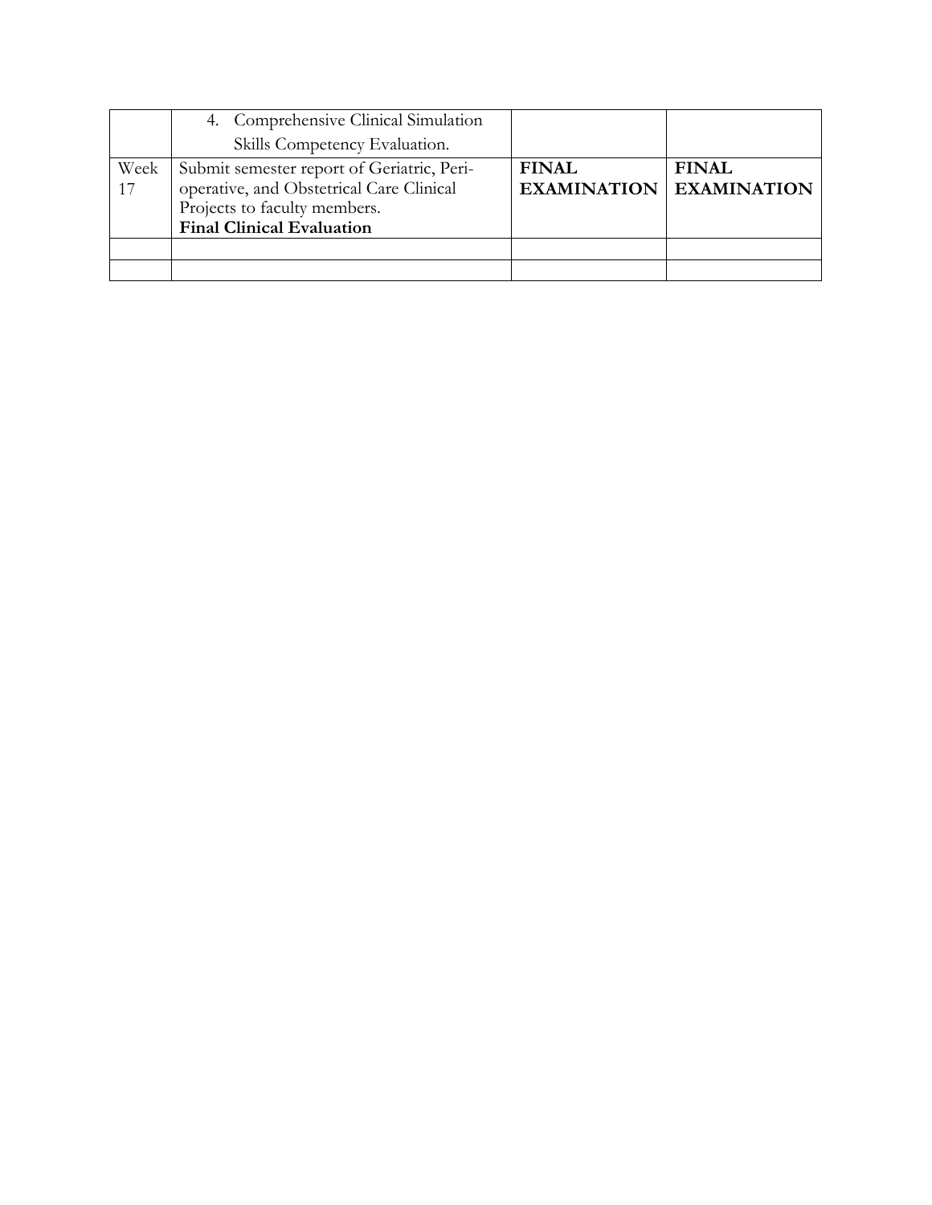| | | | |
|---|---|---|---|
| | 4. Comprehensive Clinical Simulation Skills Competency Evaluation. | | |
| Week 17 | Submit semester report of Geriatric, Peri-operative, and Obstetrical Care Clinical Projects to faculty members. **Final Clinical Evaluation** | **FINAL EXAMINATION** | **FINAL EXAMINATION** |
| | | | |
| | | | |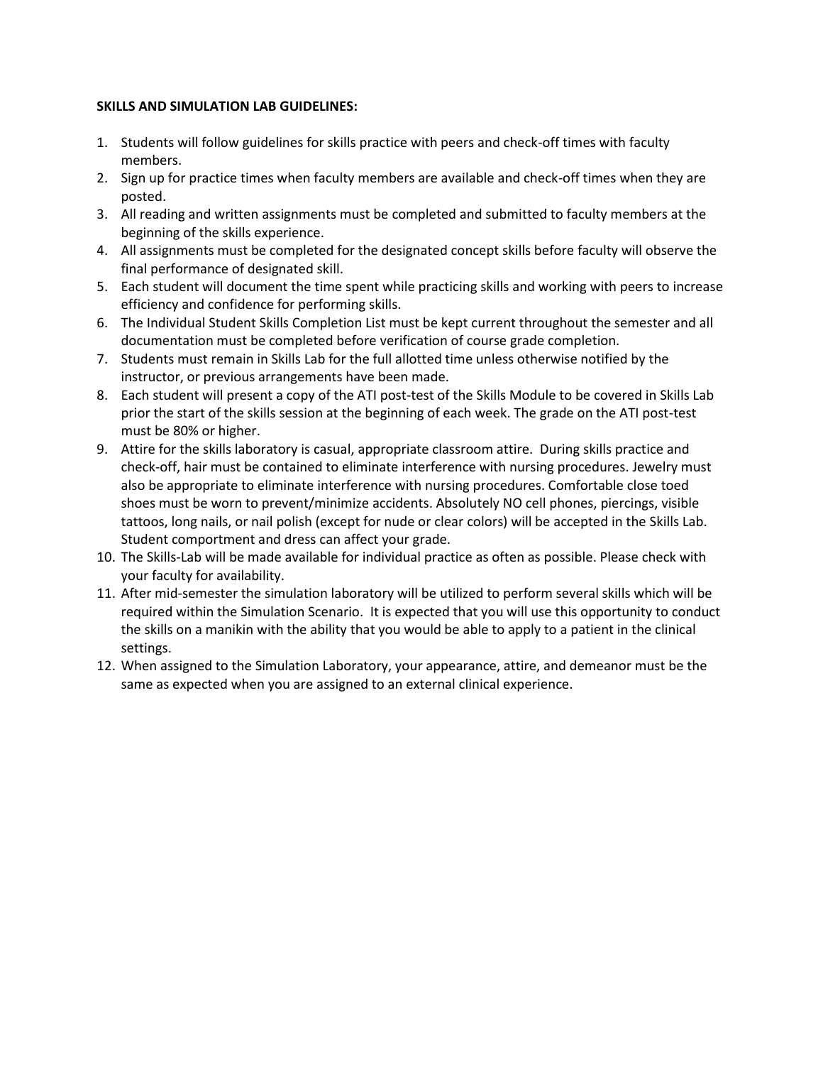**SKILLS AND SIMULATION LAB GUIDELINES:**

1. Students will follow guidelines for skills practice with peers and check-off times with faculty members.
2. Sign up for practice times when faculty members are available and check-off times when they are posted.
3. All reading and written assignments must be completed and submitted to faculty members at the beginning of the skills experience.
4. All assignments must be completed for the designated concept skills before faculty will observe the final performance of designated skill.
5. Each student will document the time spent while practicing skills and working with peers to increase efficiency and confidence for performing skills.
6. The Individual Student Skills Completion List must be kept current throughout the semester and all documentation must be completed before verification of course grade completion.
7. Students must remain in Skills Lab for the full allotted time unless otherwise notified by the instructor, or previous arrangements have been made.
8. Each student will present a copy of the ATI post-test of the Skills Module to be covered in Skills Lab prior the start of the skills session at the beginning of each week. The grade on the ATI post-test must be 80% or higher.
9. Attire for the skills laboratory is casual, appropriate classroom attire. During skills practice and check-off, hair must be contained to eliminate interference with nursing procedures. Jewelry must also be appropriate to eliminate interference with nursing procedures. Comfortable close toed shoes must be worn to prevent/minimize accidents. Absolutely NO cell phones, piercings, visible tattoos, long nails, or nail polish (except for nude or clear colors) will be accepted in the Skills Lab. Student comportment and dress can affect your grade.
10. The Skills-Lab will be made available for individual practice as often as possible. Please check with your faculty for availability.
11. After mid-semester the simulation laboratory will be utilized to perform several skills which will be required within the Simulation Scenario. It is expected that you will use this opportunity to conduct the skills on a manikin with the ability that you would be able to apply to a patient in the clinical settings.
12. When assigned to the Simulation Laboratory, your appearance, attire, and demeanor must be the same as expected when you are assigned to an external clinical experience.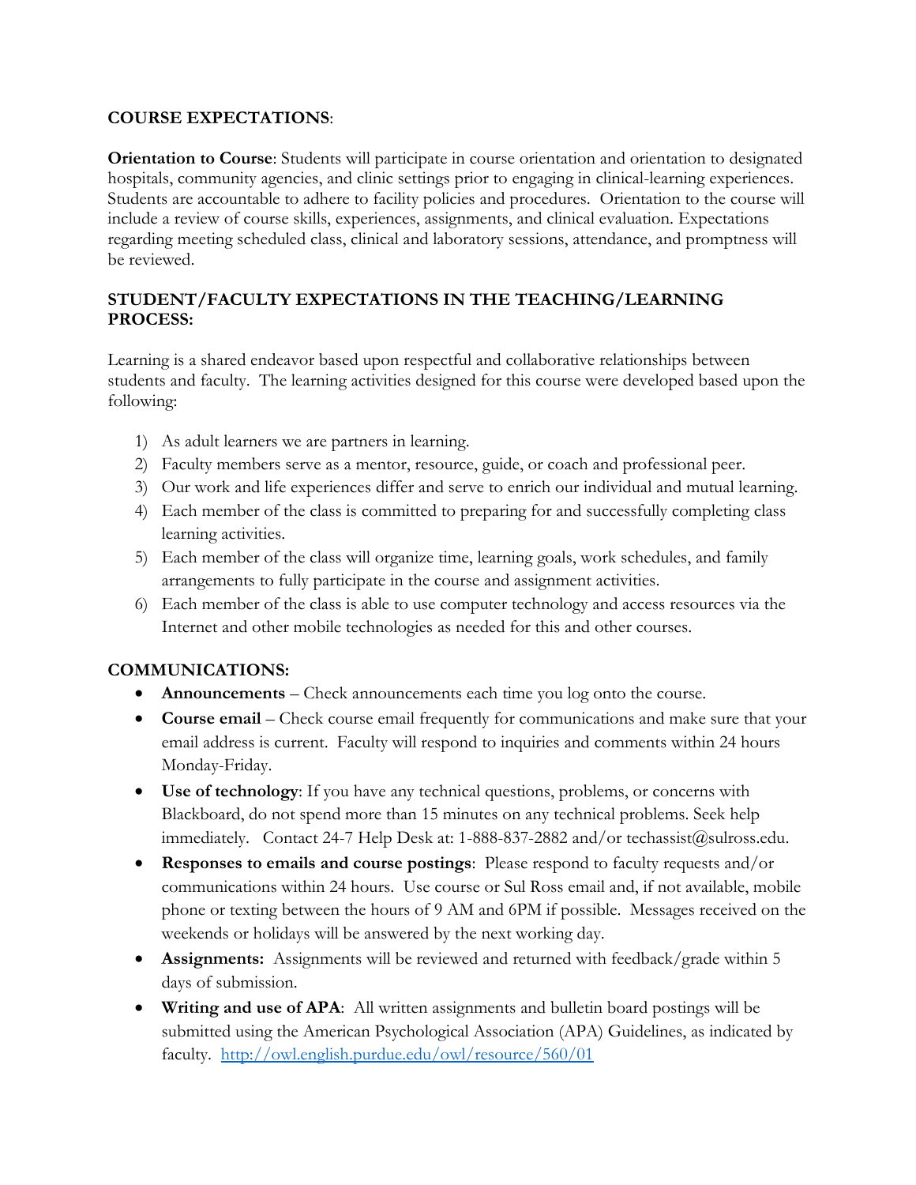**COURSE EXPECTATIONS**:

**Orientation to Course**: Students will participate in course orientation and orientation to designated hospitals, community agencies, and clinic settings prior to engaging in clinical-learning experiences. Students are accountable to adhere to facility policies and procedures. Orientation to the course will include a review of course skills, experiences, assignments, and clinical evaluation. Expectations regarding meeting scheduled class, clinical and laboratory sessions, attendance, and promptness will be reviewed.

## STUDENT/FACULTY EXPECTATIONS IN THE TEACHING/LEARNING PROCESS:

Learning is a shared endeavor based upon respectful and collaborative relationships between students and faculty. The learning activities designed for this course were developed based upon the following:

1) As adult learners we are partners in learning.
2) Faculty members serve as a mentor, resource, guide, or coach and professional peer.
3) Our work and life experiences differ and serve to enrich our individual and mutual learning.
4) Each member of the class is committed to preparing for and successfully completing class learning activities.
5) Each member of the class will organize time, learning goals, work schedules, and family arrangements to fully participate in the course and assignment activities.
6) Each member of the class is able to use computer technology and access resources via the Internet and other mobile technologies as needed for this and other courses.

## COMMUNICATIONS:

- **Announcements** – Check announcements each time you log onto the course.
- **Course email** – Check course email frequently for communications and make sure that your email address is current. Faculty will respond to inquiries and comments within 24 hours Monday-Friday.
- **Use of technology**: If you have any technical questions, problems, or concerns with Blackboard, do not spend more than 15 minutes on any technical problems. Seek help immediately. Contact 24-7 Help Desk at: 1-888-837-2882 and/or techassist@sulross.edu.
- **Responses to emails and course postings**: Please respond to faculty requests and/or communications within 24 hours. Use course or Sul Ross email and, if not available, mobile phone or texting between the hours of 9 AM and 6PM if possible. Messages received on the weekends or holidays will be answered by the next working day.
- **Assignments:** Assignments will be reviewed and returned with feedback/grade within 5 days of submission.
- **Writing and use of APA**: All written assignments and bulletin board postings will be submitted using the American Psychological Association (APA) Guidelines, as indicated by faculty. http://owl.english.purdue.edu/owl/resource/560/01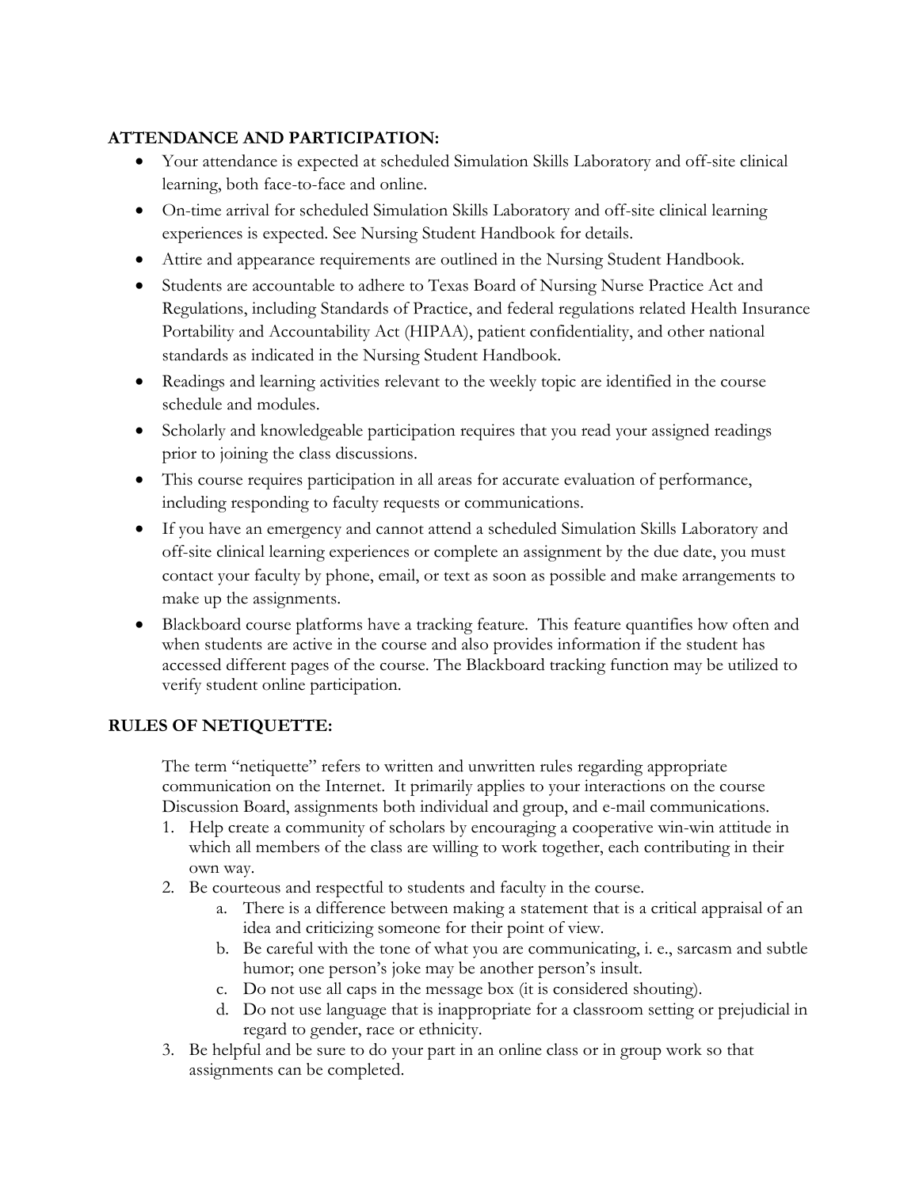## ATTENDANCE AND PARTICIPATION:

- Your attendance is expected at scheduled Simulation Skills Laboratory and off-site clinical learning, both face-to-face and online.
- On-time arrival for scheduled Simulation Skills Laboratory and off-site clinical learning experiences is expected. See Nursing Student Handbook for details.
- Attire and appearance requirements are outlined in the Nursing Student Handbook.
- Students are accountable to adhere to Texas Board of Nursing Nurse Practice Act and Regulations, including Standards of Practice, and federal regulations related Health Insurance Portability and Accountability Act (HIPAA), patient confidentiality, and other national standards as indicated in the Nursing Student Handbook.
- Readings and learning activities relevant to the weekly topic are identified in the course schedule and modules.
- Scholarly and knowledgeable participation requires that you read your assigned readings prior to joining the class discussions.
- This course requires participation in all areas for accurate evaluation of performance, including responding to faculty requests or communications.
- If you have an emergency and cannot attend a scheduled Simulation Skills Laboratory and off-site clinical learning experiences or complete an assignment by the due date, you must contact your faculty by phone, email, or text as soon as possible and make arrangements to make up the assignments.
- Blackboard course platforms have a tracking feature. This feature quantifies how often and when students are active in the course and also provides information if the student has accessed different pages of the course. The Blackboard tracking function may be utilized to verify student online participation.

## RULES OF NETIQUETTE:

The term "netiquette" refers to written and unwritten rules regarding appropriate communication on the Internet. It primarily applies to your interactions on the course Discussion Board, assignments both individual and group, and e-mail communications.

1. Help create a community of scholars by encouraging a cooperative win-win attitude in which all members of the class are willing to work together, each contributing in their own way.
2. Be courteous and respectful to students and faculty in the course.
    a. There is a difference between making a statement that is a critical appraisal of an idea and criticizing someone for their point of view.
    b. Be careful with the tone of what you are communicating, i. e., sarcasm and subtle humor; one person's joke may be another person's insult.
    c. Do not use all caps in the message box (it is considered shouting).
    d. Do not use language that is inappropriate for a classroom setting or prejudicial in regard to gender, race or ethnicity.
3. Be helpful and be sure to do your part in an online class or in group work so that assignments can be completed.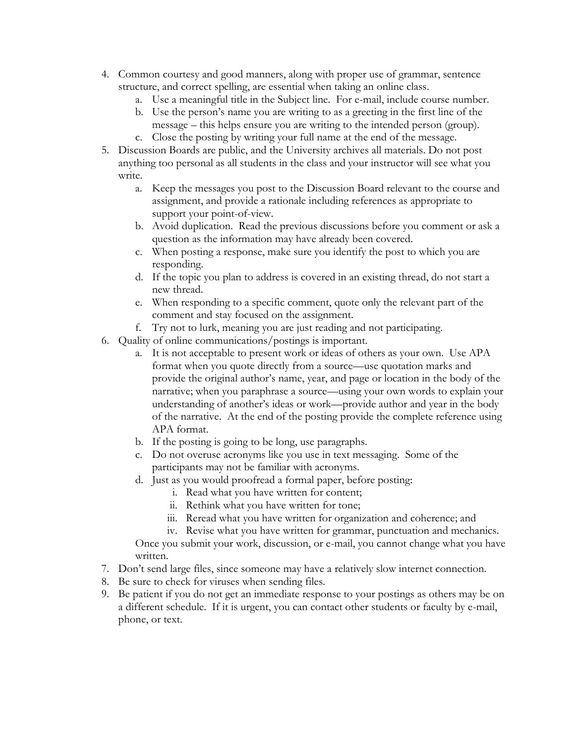4. Common courtesy and good manners, along with proper use of grammar, sentence structure, and correct spelling, are essential when taking an online class.
   a. Use a meaningful title in the Subject line. For e-mail, include course number.
   b. Use the person's name you are writing to as a greeting in the first line of the message – this helps ensure you are writing to the intended person (group).
   c. Close the posting by writing your full name at the end of the message.
5. Discussion Boards are public, and the University archives all materials. Do not post anything too personal as all students in the class and your instructor will see what you write.
   a. Keep the messages you post to the Discussion Board relevant to the course and assignment, and provide a rationale including references as appropriate to support your point-of-view.
   b. Avoid duplication. Read the previous discussions before you comment or ask a question as the information may have already been covered.
   c. When posting a response, make sure you identify the post to which you are responding.
   d. If the topic you plan to address is covered in an existing thread, do not start a new thread.
   e. When responding to a specific comment, quote only the relevant part of the comment and stay focused on the assignment.
   f. Try not to lurk, meaning you are just reading and not participating.
6. Quality of online communications/postings is important.
   a. It is not acceptable to present work or ideas of others as your own. Use APA format when you quote directly from a source—use quotation marks and provide the original author's name, year, and page or location in the body of the narrative; when you paraphrase a source—using your own words to explain your understanding of another's ideas or work—provide author and year in the body of the narrative. At the end of the posting provide the complete reference using APA format.
   b. If the posting is going to be long, use paragraphs.
   c. Do not overuse acronyms like you use in text messaging. Some of the participants may not be familiar with acronyms.
   d. Just as you would proofread a formal paper, before posting:
      i. Read what you have written for content;
      ii. Rethink what you have written for tone;
      iii. Reread what you have written for organization and coherence; and
      iv. Revise what you have written for grammar, punctuation and mechanics.

   Once you submit your work, discussion, or e-mail, you cannot change what you have written.
7. Don't send large files, since someone may have a relatively slow internet connection.
8. Be sure to check for viruses when sending files.
9. Be patient if you do not get an immediate response to your postings as others may be on a different schedule. If it is urgent, you can contact other students or faculty by e-mail, phone, or text.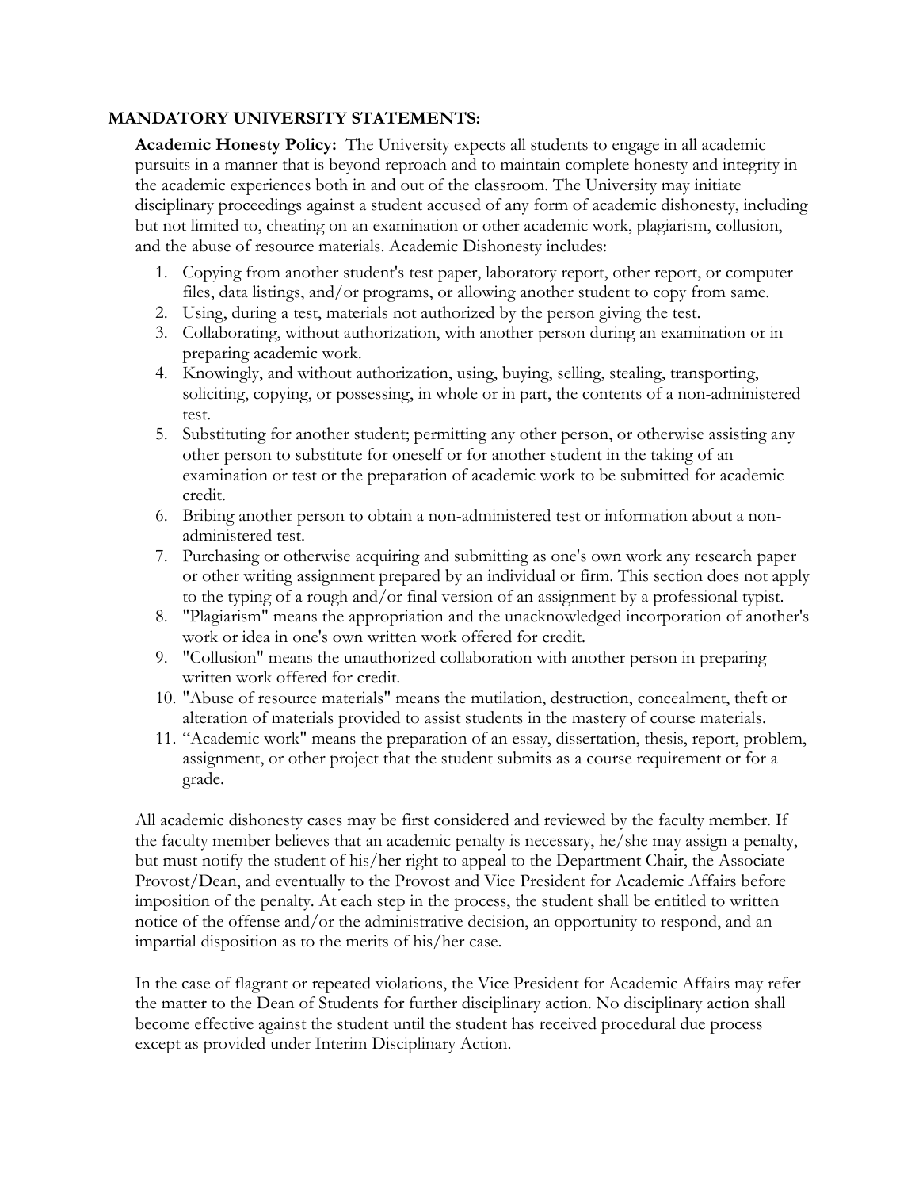**MANDATORY UNIVERSITY STATEMENTS:**

**Academic Honesty Policy:** The University expects all students to engage in all academic pursuits in a manner that is beyond reproach and to maintain complete honesty and integrity in the academic experiences both in and out of the classroom. The University may initiate disciplinary proceedings against a student accused of any form of academic dishonesty, including but not limited to, cheating on an examination or other academic work, plagiarism, collusion, and the abuse of resource materials. Academic Dishonesty includes:

1. Copying from another student's test paper, laboratory report, other report, or computer files, data listings, and/or programs, or allowing another student to copy from same.
2. Using, during a test, materials not authorized by the person giving the test.
3. Collaborating, without authorization, with another person during an examination or in preparing academic work.
4. Knowingly, and without authorization, using, buying, selling, stealing, transporting, soliciting, copying, or possessing, in whole or in part, the contents of a non-administered test.
5. Substituting for another student; permitting any other person, or otherwise assisting any other person to substitute for oneself or for another student in the taking of an examination or test or the preparation of academic work to be submitted for academic credit.
6. Bribing another person to obtain a non-administered test or information about a non-administered test.
7. Purchasing or otherwise acquiring and submitting as one's own work any research paper or other writing assignment prepared by an individual or firm. This section does not apply to the typing of a rough and/or final version of an assignment by a professional typist.
8. "Plagiarism" means the appropriation and the unacknowledged incorporation of another's work or idea in one's own written work offered for credit.
9. "Collusion" means the unauthorized collaboration with another person in preparing written work offered for credit.
10. "Abuse of resource materials" means the mutilation, destruction, concealment, theft or alteration of materials provided to assist students in the mastery of course materials.
11. "Academic work" means the preparation of an essay, dissertation, thesis, report, problem, assignment, or other project that the student submits as a course requirement or for a grade.

All academic dishonesty cases may be first considered and reviewed by the faculty member. If the faculty member believes that an academic penalty is necessary, he/she may assign a penalty, but must notify the student of his/her right to appeal to the Department Chair, the Associate Provost/Dean, and eventually to the Provost and Vice President for Academic Affairs before imposition of the penalty. At each step in the process, the student shall be entitled to written notice of the offense and/or the administrative decision, an opportunity to respond, and an impartial disposition as to the merits of his/her case.

In the case of flagrant or repeated violations, the Vice President for Academic Affairs may refer the matter to the Dean of Students for further disciplinary action. No disciplinary action shall become effective against the student until the student has received procedural due process except as provided under Interim Disciplinary Action.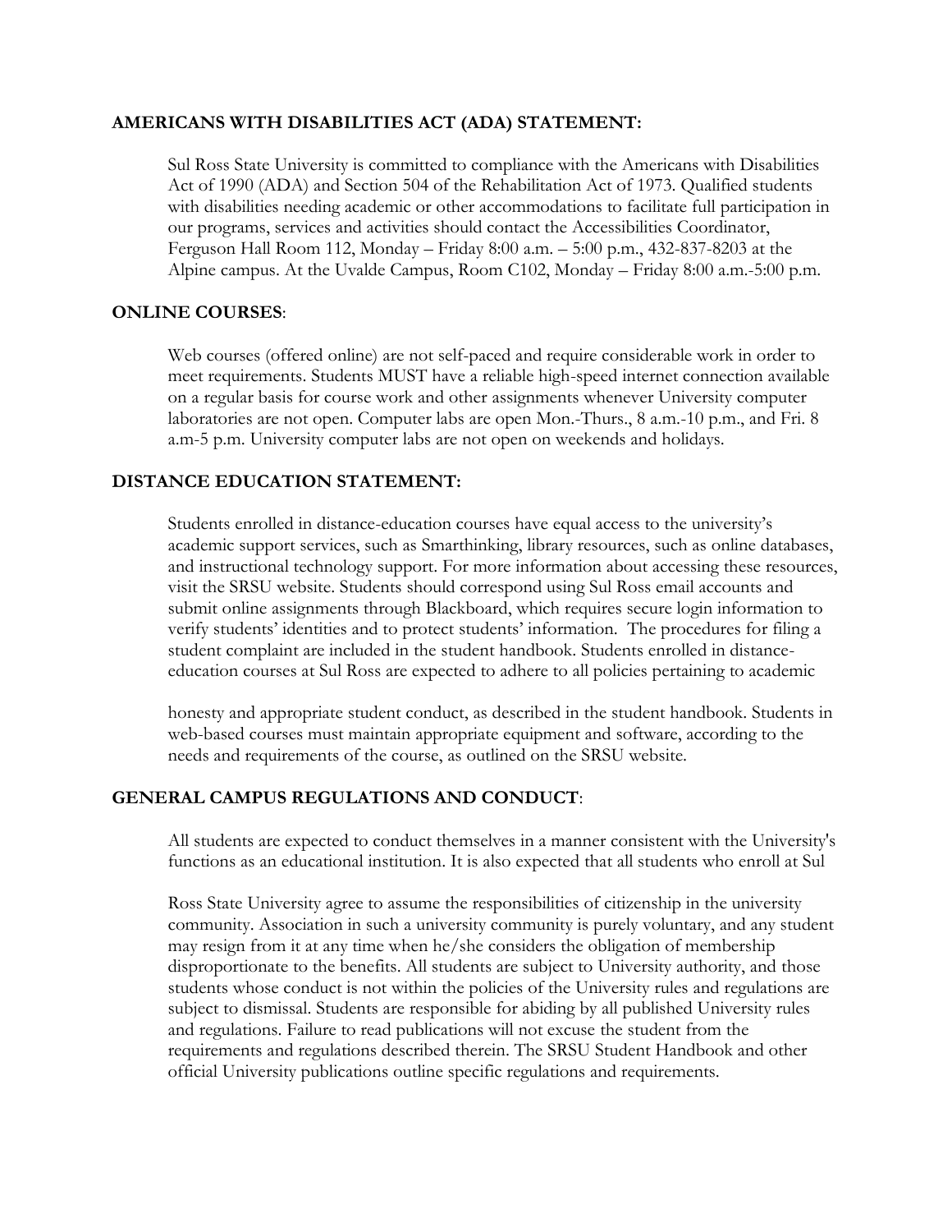**AMERICANS WITH DISABILITIES ACT (ADA) STATEMENT:**

Sul Ross State University is committed to compliance with the Americans with Disabilities Act of 1990 (ADA) and Section 504 of the Rehabilitation Act of 1973. Qualified students with disabilities needing academic or other accommodations to facilitate full participation in our programs, services and activities should contact the Accessibilities Coordinator, Ferguson Hall Room 112, Monday – Friday 8:00 a.m. – 5:00 p.m., 432-837-8203 at the Alpine campus. At the Uvalde Campus, Room C102, Monday – Friday 8:00 a.m.-5:00 p.m.

**ONLINE COURSES**:

Web courses (offered online) are not self-paced and require considerable work in order to meet requirements. Students MUST have a reliable high-speed internet connection available on a regular basis for course work and other assignments whenever University computer laboratories are not open. Computer labs are open Mon.-Thurs., 8 a.m.-10 p.m., and Fri. 8 a.m-5 p.m. University computer labs are not open on weekends and holidays.

**DISTANCE EDUCATION STATEMENT:**

Students enrolled in distance-education courses have equal access to the university's academic support services, such as Smarthinking, library resources, such as online databases, and instructional technology support. For more information about accessing these resources, visit the SRSU website. Students should correspond using Sul Ross email accounts and submit online assignments through Blackboard, which requires secure login information to verify students' identities and to protect students' information. The procedures for filing a student complaint are included in the student handbook. Students enrolled in distance-education courses at Sul Ross are expected to adhere to all policies pertaining to academic honesty and appropriate student conduct, as described in the student handbook. Students in web-based courses must maintain appropriate equipment and software, according to the needs and requirements of the course, as outlined on the SRSU website.

**GENERAL CAMPUS REGULATIONS AND CONDUCT**:

All students are expected to conduct themselves in a manner consistent with the University's functions as an educational institution. It is also expected that all students who enroll at Sul Ross State University agree to assume the responsibilities of citizenship in the university community. Association in such a university community is purely voluntary, and any student may resign from it at any time when he/she considers the obligation of membership disproportionate to the benefits. All students are subject to University authority, and those students whose conduct is not within the policies of the University rules and regulations are subject to dismissal. Students are responsible for abiding by all published University rules and regulations. Failure to read publications will not excuse the student from the requirements and regulations described therein. The SRSU Student Handbook and other official University publications outline specific regulations and requirements.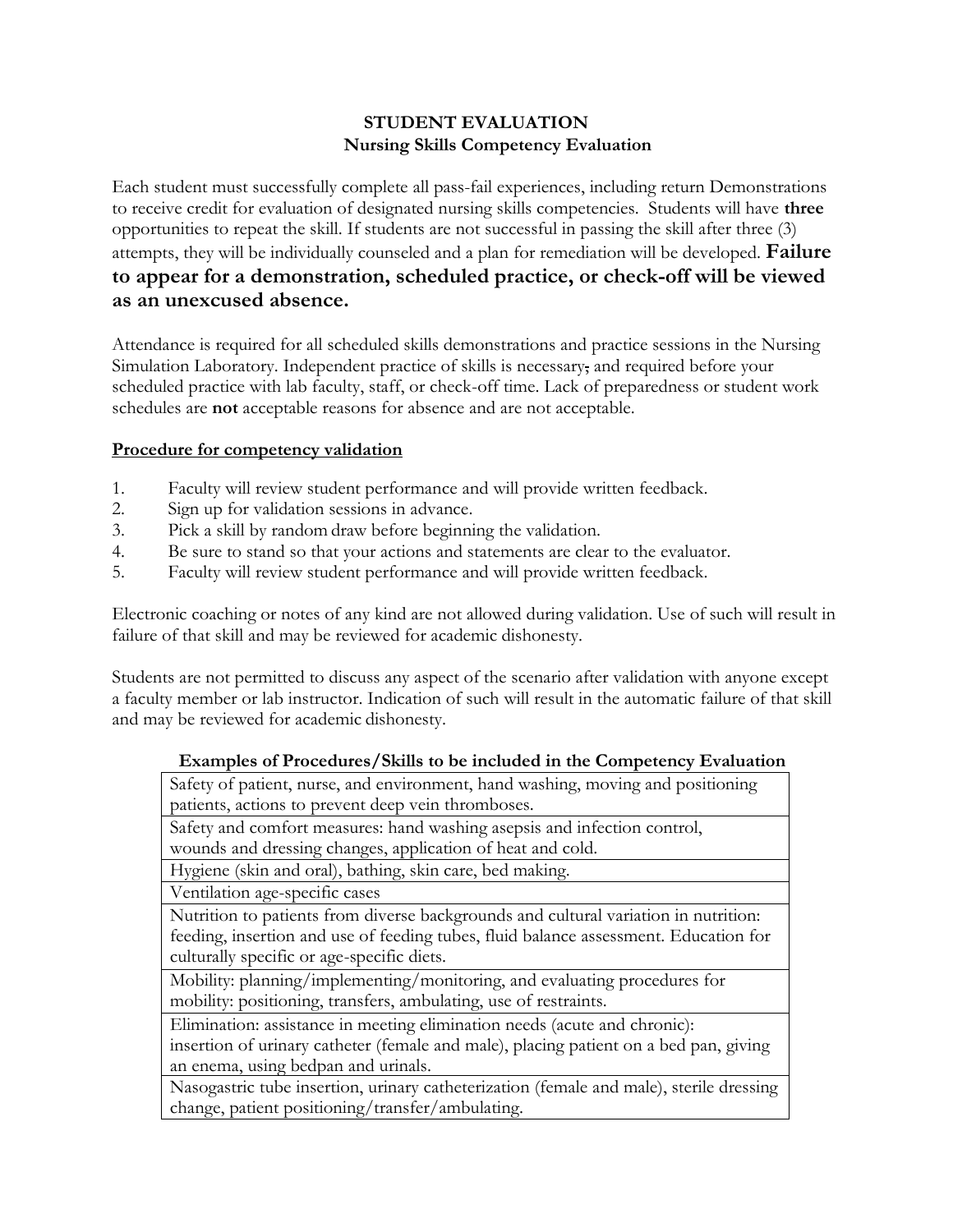# STUDENT EVALUATION
## Nursing Skills Competency Evaluation

Each student must successfully complete all pass-fail experiences, including return Demonstrations to receive credit for evaluation of designated nursing skills competencies. Students will have **three** opportunities to repeat the skill. If students are not successful in passing the skill after three (3) attempts, they will be individually counseled and a plan for remediation will be developed. **Failure to appear for a demonstration, scheduled practice, or check-off will be viewed as an unexcused absence.**

Attendance is required for all scheduled skills demonstrations and practice sessions in the Nursing Simulation Laboratory. Independent practice of skills is necessary, and required before your scheduled practice with lab faculty, staff, or check-off time. Lack of preparedness or student work schedules are **not** acceptable reasons for absence and are not acceptable.

**Procedure for competency validation**

1. Faculty will review student performance and will provide written feedback.
2. Sign up for validation sessions in advance.
3. Pick a skill by random draw before beginning the validation.
4. Be sure to stand so that your actions and statements are clear to the evaluator.
5. Faculty will review student performance and will provide written feedback.

Electronic coaching or notes of any kind are not allowed during validation. Use of such will result in failure of that skill and may be reviewed for academic dishonesty.

Students are not permitted to discuss any aspect of the scenario after validation with anyone except a faculty member or lab instructor. Indication of such will result in the automatic failure of that skill and may be reviewed for academic dishonesty.

| Examples of Procedures/Skills to be included in the Competency Evaluation |
|---|
| Safety of patient, nurse, and environment, hand washing, moving and positioning patients, actions to prevent deep vein thromboses. |
| Safety and comfort measures: hand washing asepsis and infection control, wounds and dressing changes, application of heat and cold. |
| Hygiene (skin and oral), bathing, skin care, bed making. |
| Ventilation age-specific cases |
| Nutrition to patients from diverse backgrounds and cultural variation in nutrition: feeding, insertion and use of feeding tubes, fluid balance assessment. Education for culturally specific or age-specific diets. |
| Mobility: planning/implementing/monitoring, and evaluating procedures for mobility: positioning, transfers, ambulating, use of restraints. |
| Elimination: assistance in meeting elimination needs (acute and chronic): insertion of urinary catheter (female and male), placing patient on a bed pan, giving an enema, using bedpan and urinals. |
| Nasogastric tube insertion, urinary catheterization (female and male), sterile dressing change, patient positioning/transfer/ambulating. |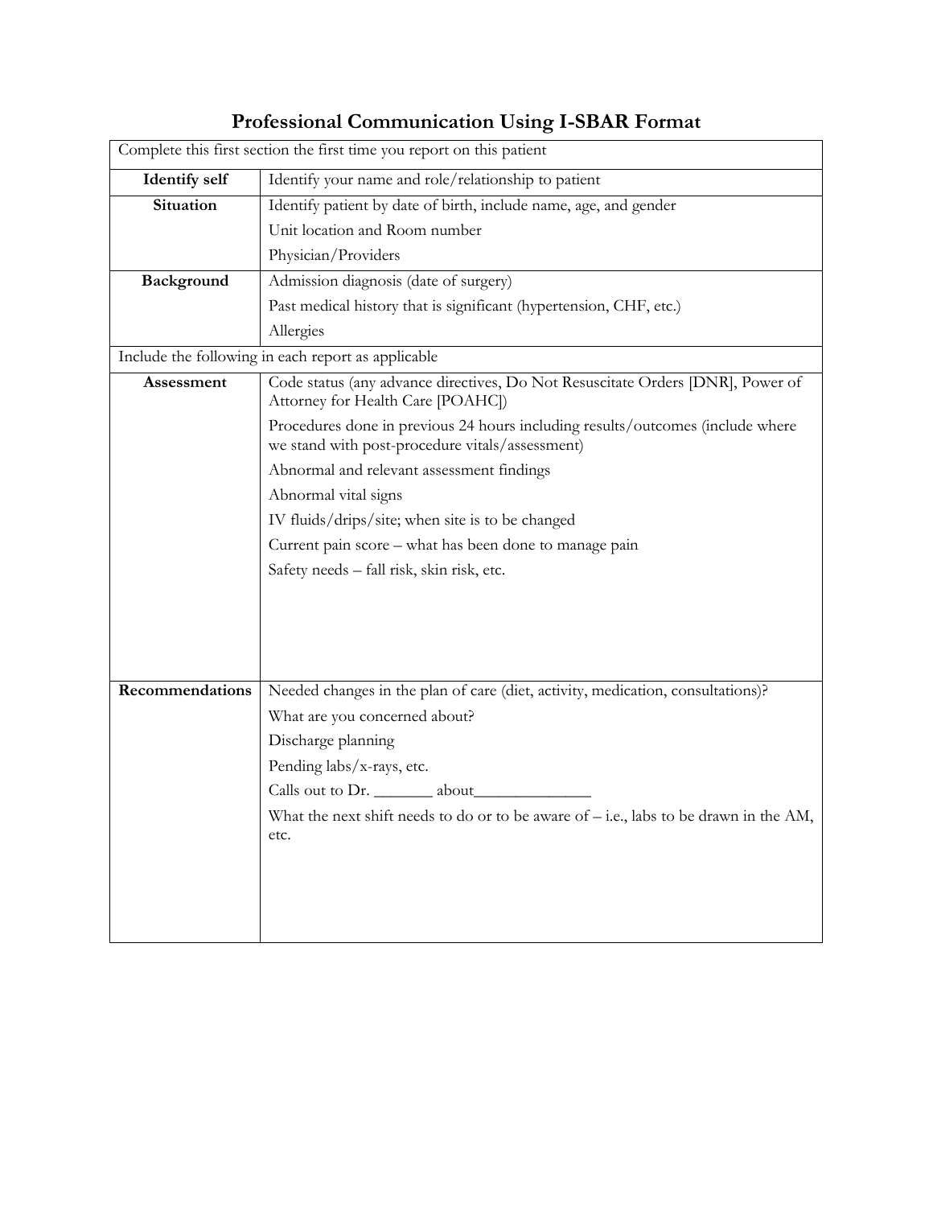# Professional Communication Using I-SBAR Format

| Complete this first section the first time you report on this patient | |
|---|---|
| **Identify self** | Identify your name and role/relationship to patient |
| **Situation** | Identify patient by date of birth, include name, age, and gender<br>Unit location and Room number<br>Physician/Providers |
| **Background** | Admission diagnosis (date of surgery)<br>Past medical history that is significant (hypertension, CHF, etc.)<br>Allergies |
| Include the following in each report as applicable | |
| **Assessment** | Code status (any advance directives, Do Not Resuscitate Orders [DNR], Power of Attorney for Health Care [POAHC])<br>Procedures done in previous 24 hours including results/outcomes (include where we stand with post-procedure vitals/assessment)<br>Abnormal and relevant assessment findings<br>Abnormal vital signs<br>IV fluids/drips/site; when site is to be changed<br>Current pain score – what has been done to manage pain<br>Safety needs – fall risk, skin risk, etc. |
| **Recommendations** | Needed changes in the plan of care (diet, activity, medication, consultations)?<br>What are you concerned about?<br>Discharge planning<br>Pending labs/x-rays, etc.<br>Calls out to Dr. _______ about______________<br>What the next shift needs to do or to be aware of – i.e., labs to be drawn in the AM, etc. |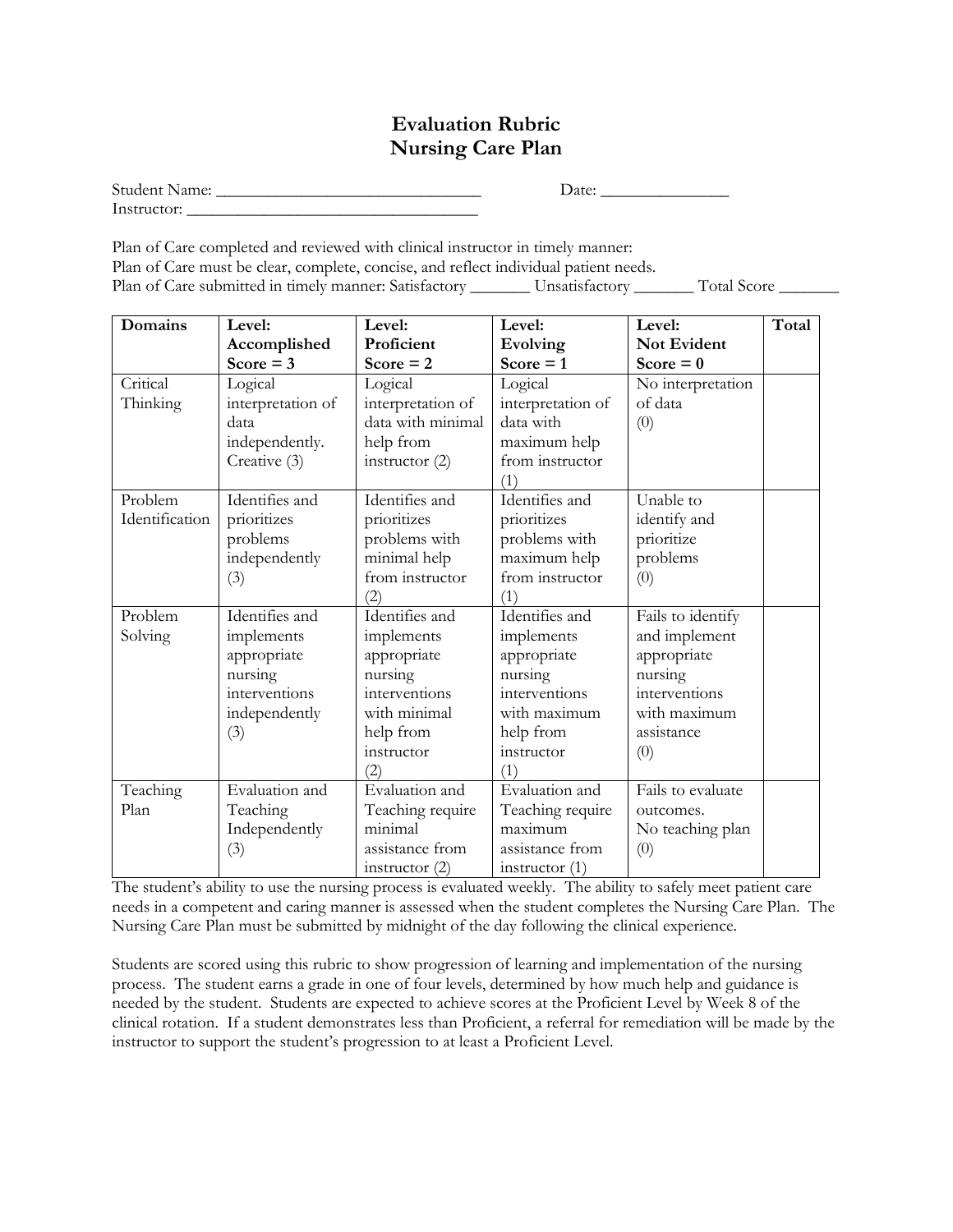# Evaluation Rubric
# Nursing Care Plan

Student Name: _______________________________ Date: _______________

Instructor: __________________________________

Plan of Care completed and reviewed with clinical instructor in timely manner:
Plan of Care must be clear, complete, concise, and reflect individual patient needs.
Plan of Care submitted in timely manner: Satisfactory _______ Unsatisfactory _______ Total Score _______

| Domains | Level: Accomplished Score = 3 | Level: Proficient Score = 2 | Level: Evolving Score = 1 | Level: Not Evident Score = 0 | Total |
|---|---|---|---|---|---|
| Critical Thinking | Logical interpretation of data independently. Creative (3) | Logical interpretation of data with minimal help from instructor (2) | Logical interpretation of data with maximum help from instructor (1) | No interpretation of data (0) | |
| Problem Identification | Identifies and prioritizes problems independently (3) | Identifies and prioritizes problems with minimal help from instructor (2) | Identifies and prioritizes problems with maximum help from instructor (1) | Unable to identify and prioritize problems (0) | |
| Problem Solving | Identifies and implements appropriate nursing interventions independently (3) | Identifies and implements appropriate nursing interventions with minimal help from instructor (2) | Identifies and implements appropriate nursing interventions with maximum help from instructor (1) | Fails to identify and implement appropriate nursing interventions with maximum assistance (0) | |
| Teaching Plan | Evaluation and Teaching Independently (3) | Evaluation and Teaching require minimal assistance from instructor (2) | Evaluation and Teaching require maximum assistance from instructor (1) | Fails to evaluate outcomes. No teaching plan (0) | |

The student's ability to use the nursing process is evaluated weekly. The ability to safely meet patient care needs in a competent and caring manner is assessed when the student completes the Nursing Care Plan. The Nursing Care Plan must be submitted by midnight of the day following the clinical experience.

Students are scored using this rubric to show progression of learning and implementation of the nursing process. The student earns a grade in one of four levels, determined by how much help and guidance is needed by the student. Students are expected to achieve scores at the Proficient Level by Week 8 of the clinical rotation. If a student demonstrates less than Proficient, a referral for remediation will be made by the instructor to support the student's progression to at least a Proficient Level.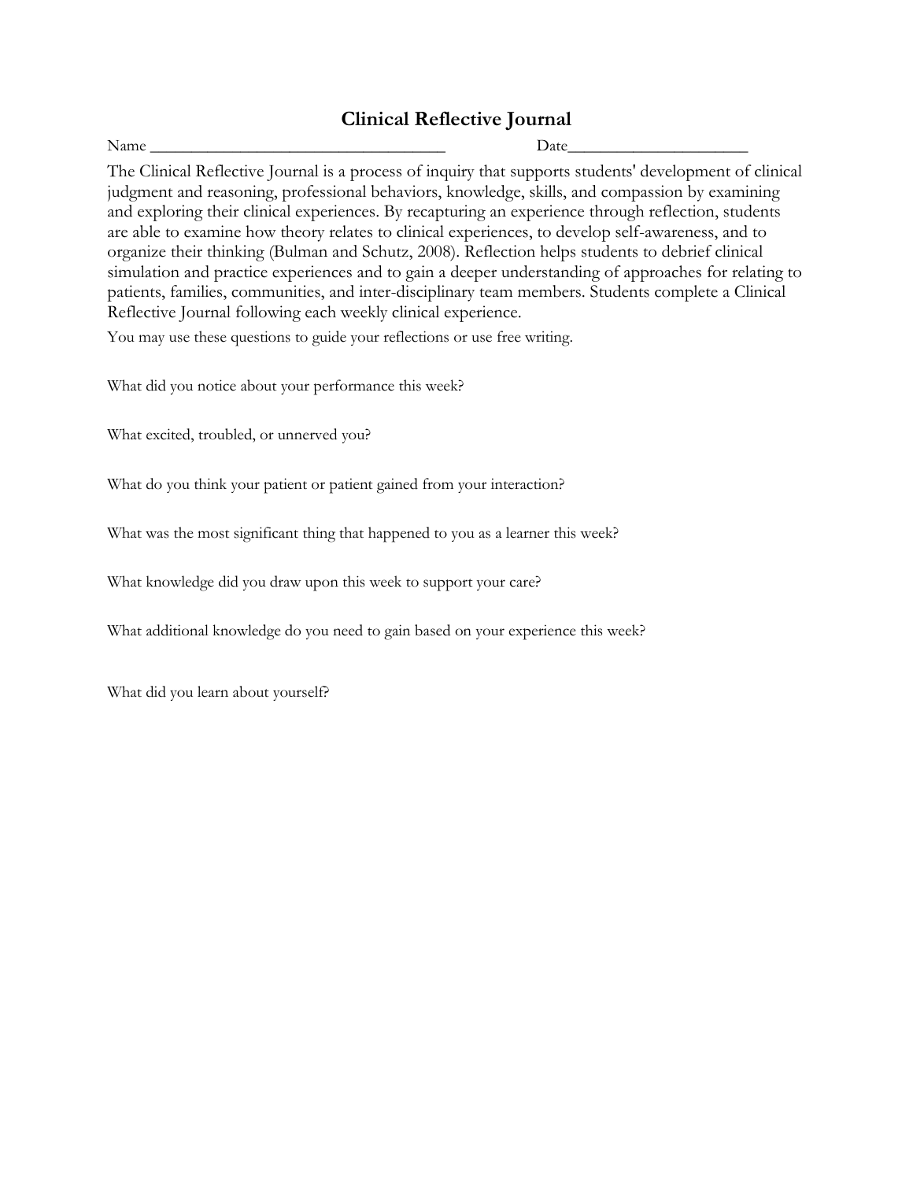# Clinical Reflective Journal

Name ___________________________________ Date_____________________

The Clinical Reflective Journal is a process of inquiry that supports students' development of clinical judgment and reasoning, professional behaviors, knowledge, skills, and compassion by examining and exploring their clinical experiences. By recapturing an experience through reflection, students are able to examine how theory relates to clinical experiences, to develop self-awareness, and to organize their thinking (Bulman and Schutz, 2008). Reflection helps students to debrief clinical simulation and practice experiences and to gain a deeper understanding of approaches for relating to patients, families, communities, and inter-disciplinary team members. Students complete a Clinical Reflective Journal following each weekly clinical experience.

You may use these questions to guide your reflections or use free writing.

What did you notice about your performance this week?

What excited, troubled, or unnerved you?

What do you think your patient or patient gained from your interaction?

What was the most significant thing that happened to you as a learner this week?

What knowledge did you draw upon this week to support your care?

What additional knowledge do you need to gain based on your experience this week?

What did you learn about yourself?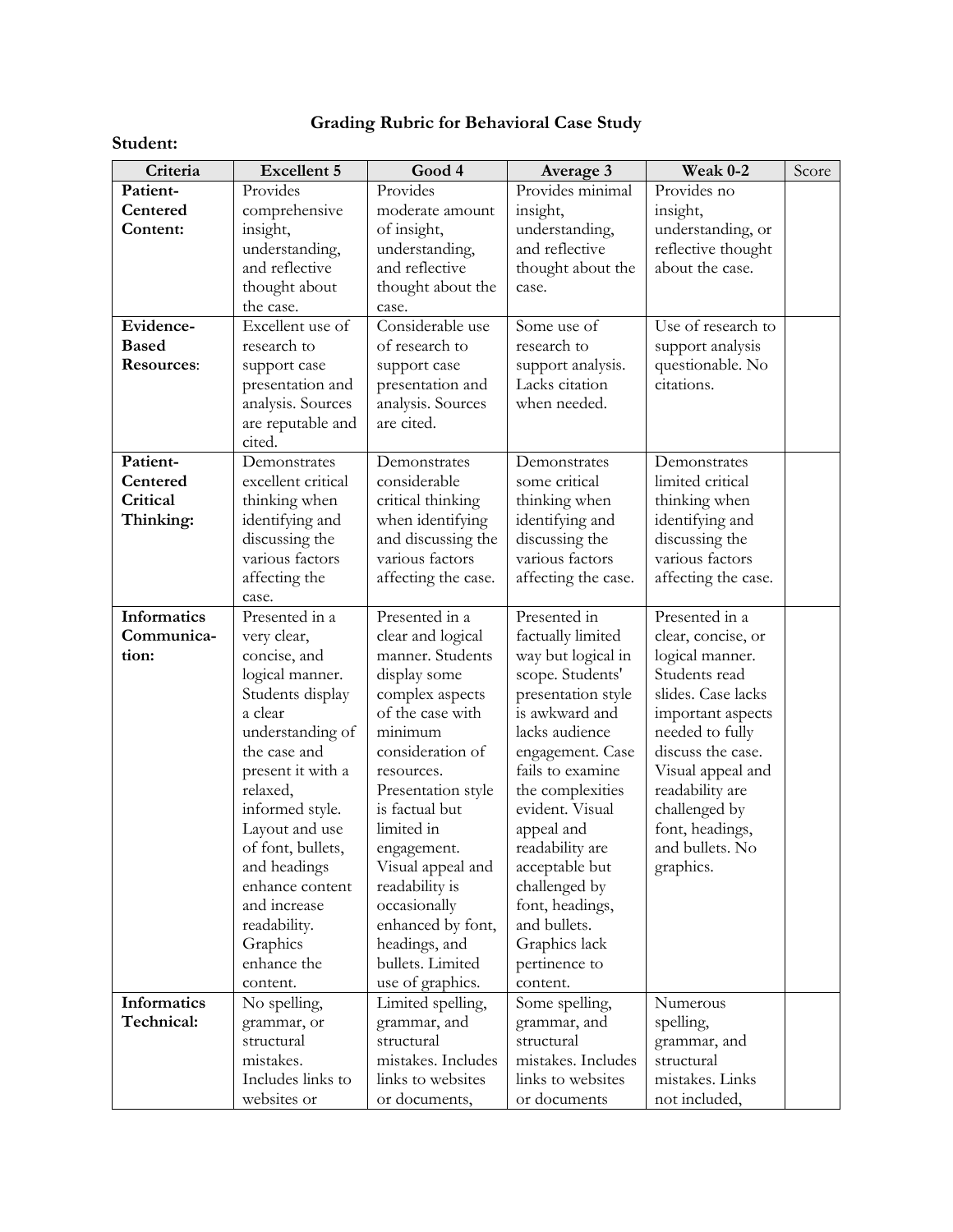## Grading Rubric for Behavioral Case Study

**Student:**

| Criteria | Excellent 5 | Good 4 | Average 3 | Weak 0-2 | Score |
|---|---|---|---|---|---|
| **Patient-Centered Content:** | Provides comprehensive insight, understanding, and reflective thought about the case. | Provides moderate amount of insight, understanding, and reflective thought about the case. | Provides minimal insight, understanding, and reflective thought about the case. | Provides no insight, understanding, or reflective thought about the case. | |
| **Evidence-Based Resources**: | Excellent use of research to support case presentation and analysis. Sources are reputable and cited. | Considerable use of research to support case presentation and analysis. Sources are cited. | Some use of research to support analysis. Lacks citation when needed. | Use of research to support analysis questionable. No citations. | |
| **Patient-Centered Critical Thinking:** | Demonstrates excellent critical thinking when identifying and discussing the various factors affecting the case. | Demonstrates considerable critical thinking when identifying and discussing the various factors affecting the case. | Demonstrates some critical thinking when identifying and discussing the various factors affecting the case. | Demonstrates limited critical thinking when identifying and discussing the various factors affecting the case. | |
| **Informatics Communication:** | Presented in a very clear, concise, and logical manner. Students display a clear understanding of the case and present it with a relaxed, informed style. Layout and use of font, bullets, and headings enhance content and increase readability. Graphics enhance the content. | Presented in a clear and logical manner. Students display some complex aspects of the case with minimum consideration of resources. Presentation style is factual but limited in engagement. Visual appeal and readability is occasionally enhanced by font, headings, and bullets. Limited use of graphics. | Presented in factually limited way but logical in scope. Students' presentation style is awkward and lacks audience engagement. Case fails to examine the complexities evident. Visual appeal and readability are acceptable but challenged by font, headings, and bullets. Graphics lack pertinence to content. | Presented in a clear, concise, or logical manner. Students read slides. Case lacks important aspects needed to fully discuss the case. Visual appeal and readability are challenged by font, headings, and bullets. No graphics. | |
| **Informatics Technical:** | No spelling, grammar, or structural mistakes. Includes links to websites or | Limited spelling, grammar, and structural mistakes. Includes links to websites or documents, | Some spelling, grammar, and structural mistakes. Includes links to websites or documents | Numerous spelling, grammar, and structural mistakes. Links not included, | |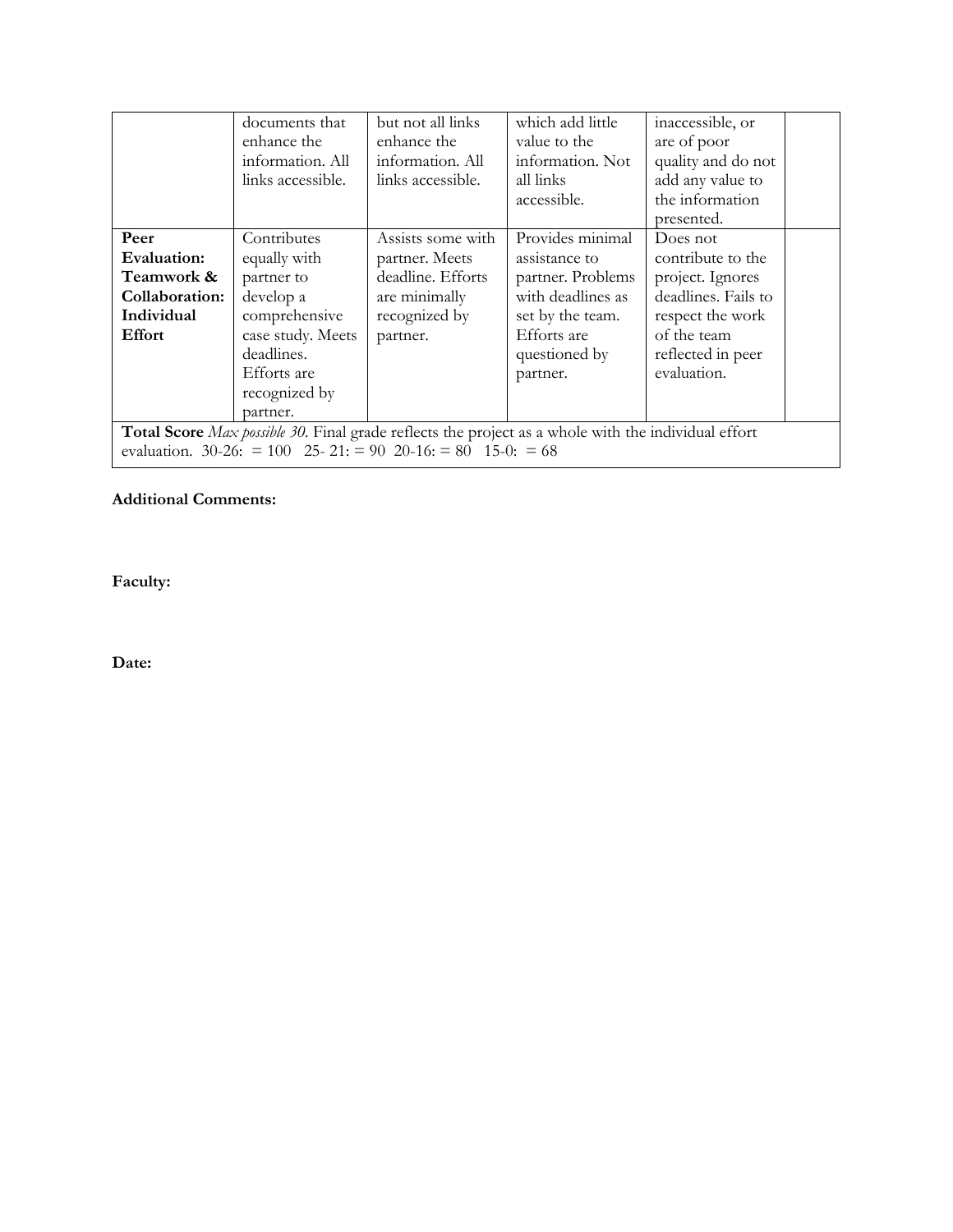|  |  |  |  |  |  |
|---|---|---|---|---|---|
|  | documents that enhance the information. All links accessible. | but not all links enhance the information. All links accessible. | which add little value to the information. Not all links accessible. | inaccessible, or are of poor quality and do not add any value to the information presented. |  |
| **Peer Evaluation: Teamwork & Collaboration: Individual Effort** | Contributes equally with partner to develop a comprehensive case study. Meets deadlines. Efforts are recognized by partner. | Assists some with partner. Meets deadline. Efforts are minimally recognized by partner. | Provides minimal assistance to partner. Problems with deadlines as set by the team. Efforts are questioned by partner. | Does not contribute to the project. Ignores deadlines. Fails to respect the work of the team reflected in peer evaluation. |  |
| **Total Score** *Max possible 30.* Final grade reflects the project as a whole with the individual effort evaluation. 30-26: = 100 25- 21: = 90 20-16: = 80 15-0: = 68 | | | | | |

**Additional Comments:**

**Faculty:**

**Date:**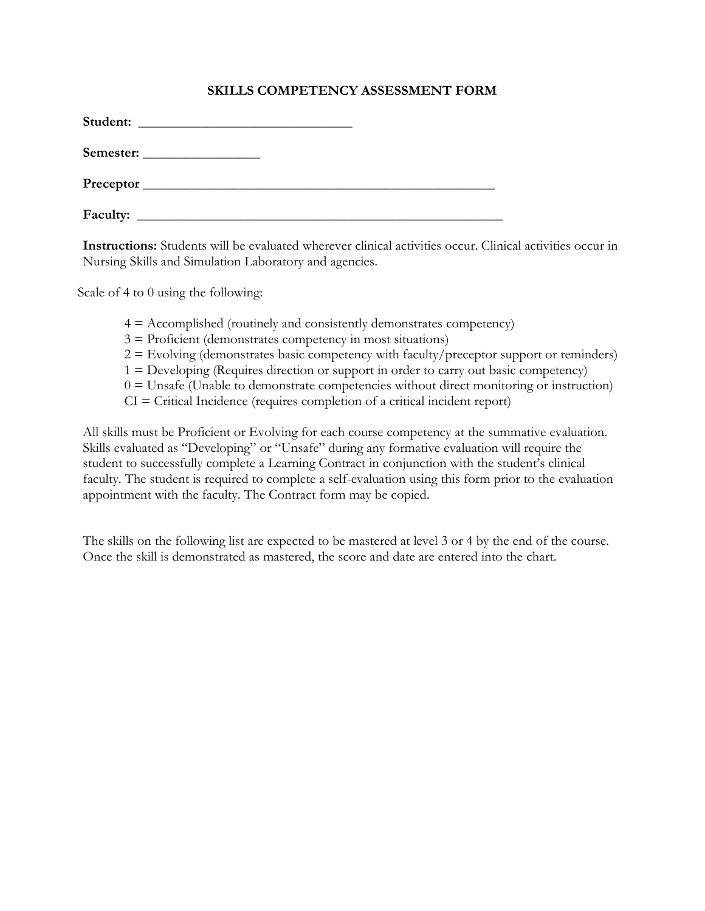## SKILLS COMPETENCY ASSESSMENT FORM

**Student:** ________________________________

**Semester:** _________________

**Preceptor** _____________________________________________________

**Faculty:** _______________________________________________________

**Instructions:** Students will be evaluated wherever clinical activities occur. Clinical activities occur in Nursing Skills and Simulation Laboratory and agencies.

Scale of 4 to 0 using the following:

- 4 = Accomplished (routinely and consistently demonstrates competency)
- 3 = Proficient (demonstrates competency in most situations)
- 2 = Evolving (demonstrates basic competency with faculty/preceptor support or reminders)
- 1 = Developing (Requires direction or support in order to carry out basic competency)
- 0 = Unsafe (Unable to demonstrate competencies without direct monitoring or instruction)
- CI = Critical Incidence (requires completion of a critical incident report)

All skills must be Proficient or Evolving for each course competency at the summative evaluation. Skills evaluated as "Developing" or "Unsafe" during any formative evaluation will require the student to successfully complete a Learning Contract in conjunction with the student's clinical faculty. The student is required to complete a self-evaluation using this form prior to the evaluation appointment with the faculty. The Contract form may be copied.

The skills on the following list are expected to be mastered at level 3 or 4 by the end of the course. Once the skill is demonstrated as mastered, the score and date are entered into the chart.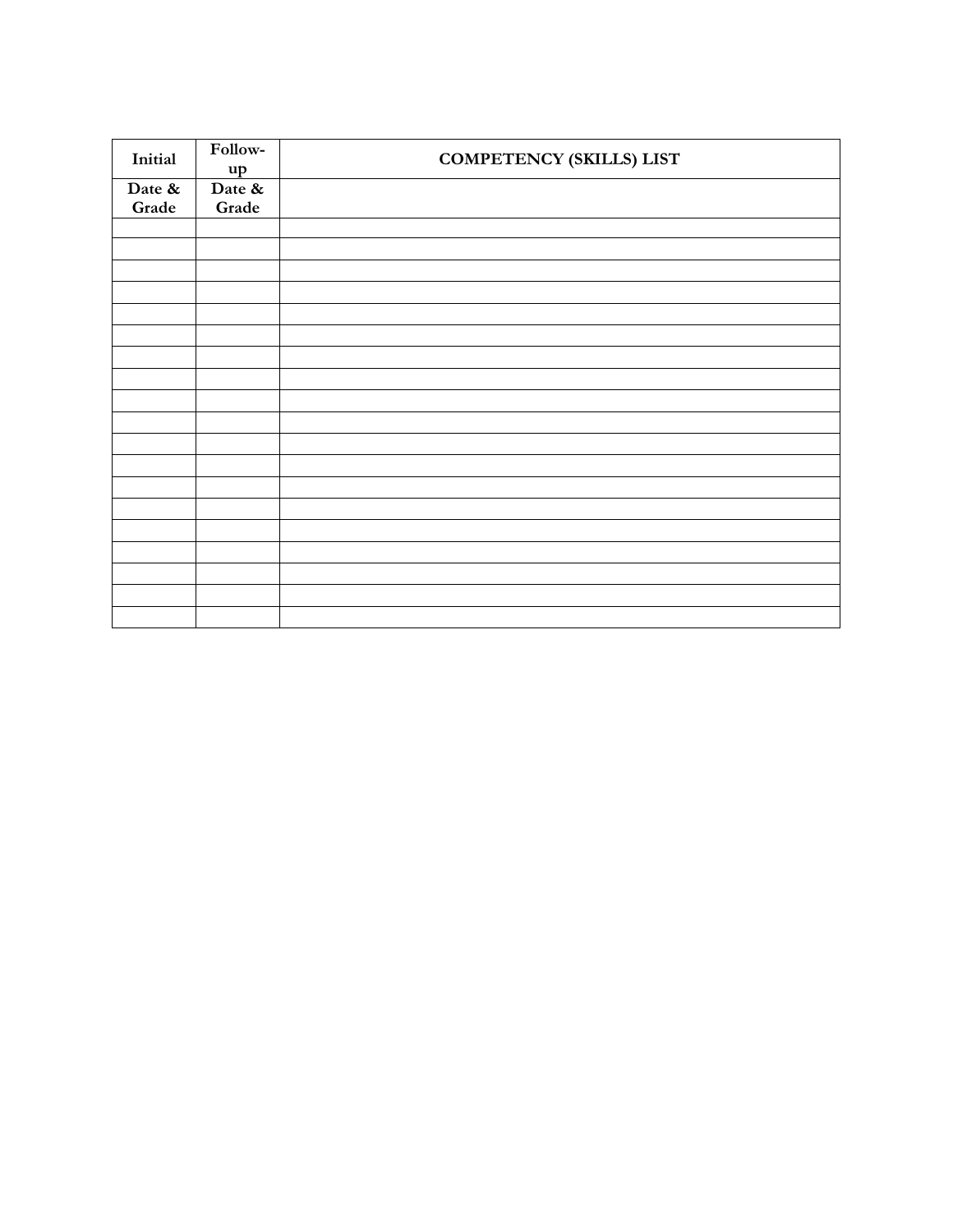| Initial | Follow-up | COMPETENCY (SKILLS) LIST |
| --- | --- | --- |
| Date & Grade | Date & Grade | |
| | | |
| | | |
| | | |
| | | |
| | | |
| | | |
| | | |
| | | |
| | | |
| | | |
| | | |
| | | |
| | | |
| | | |
| | | |
| | | |
| | | |
| | | |
| | | |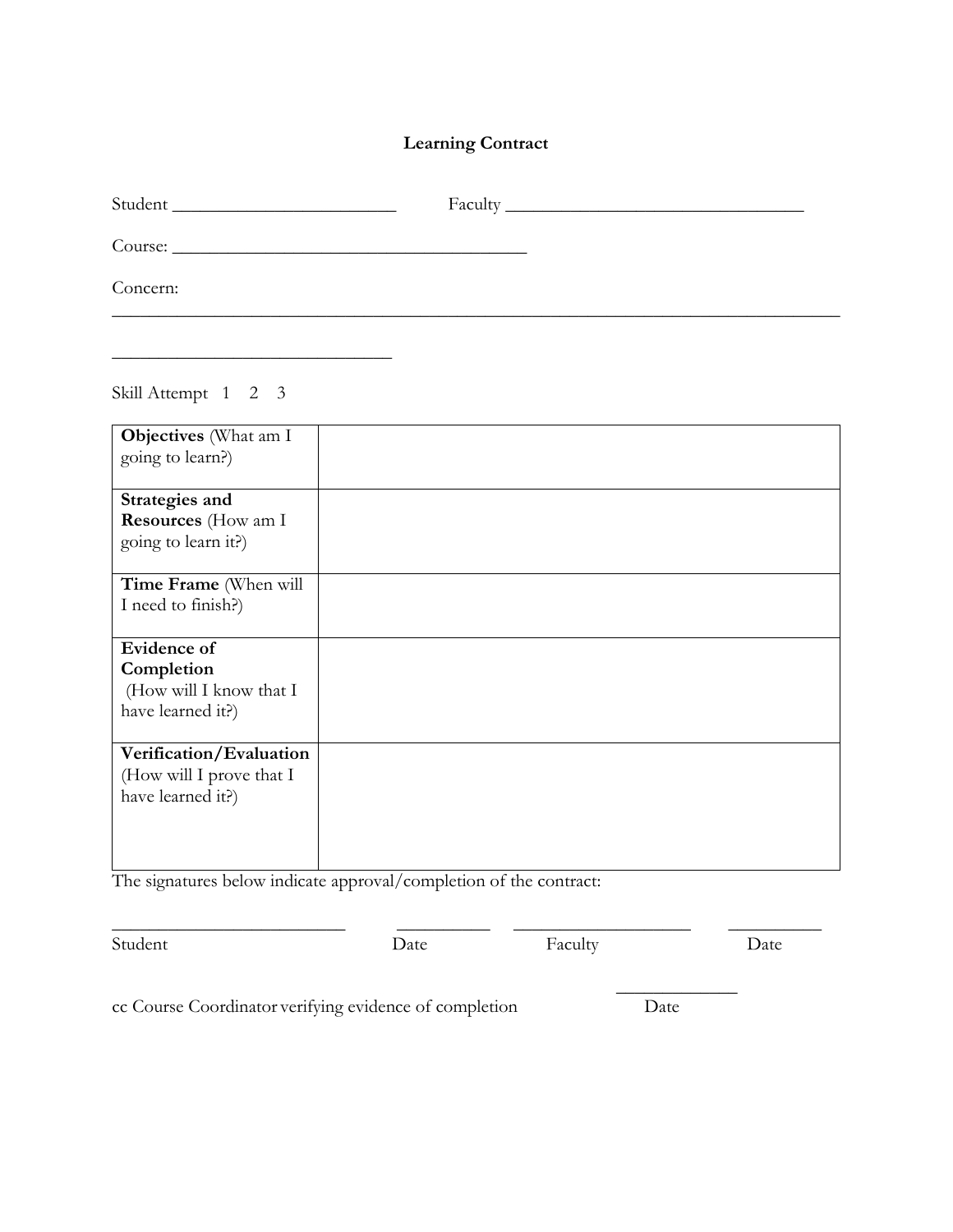# Learning Contract

Student ________________________ Faculty ________________________________

Course: ______________________________________

Concern:
________________________________________________________________________________

____________________________

Skill Attempt 1 2 3

| | |
|---|---|
| **Objectives** (What am I going to learn?) | |
| **Strategies and Resources** (How am I going to learn it?) | |
| **Time Frame** (When will I need to finish?) | |
| **Evidence of Completion** (How will I know that I have learned it?) | |
| **Verification/Evaluation** (How will I prove that I have learned it?) | |

The signatures below indicate approval/completion of the contract:

________________________ __________ ____________________ __________
Student Date Faculty Date

cc Course Coordinator verifying evidence of completion ____________
Date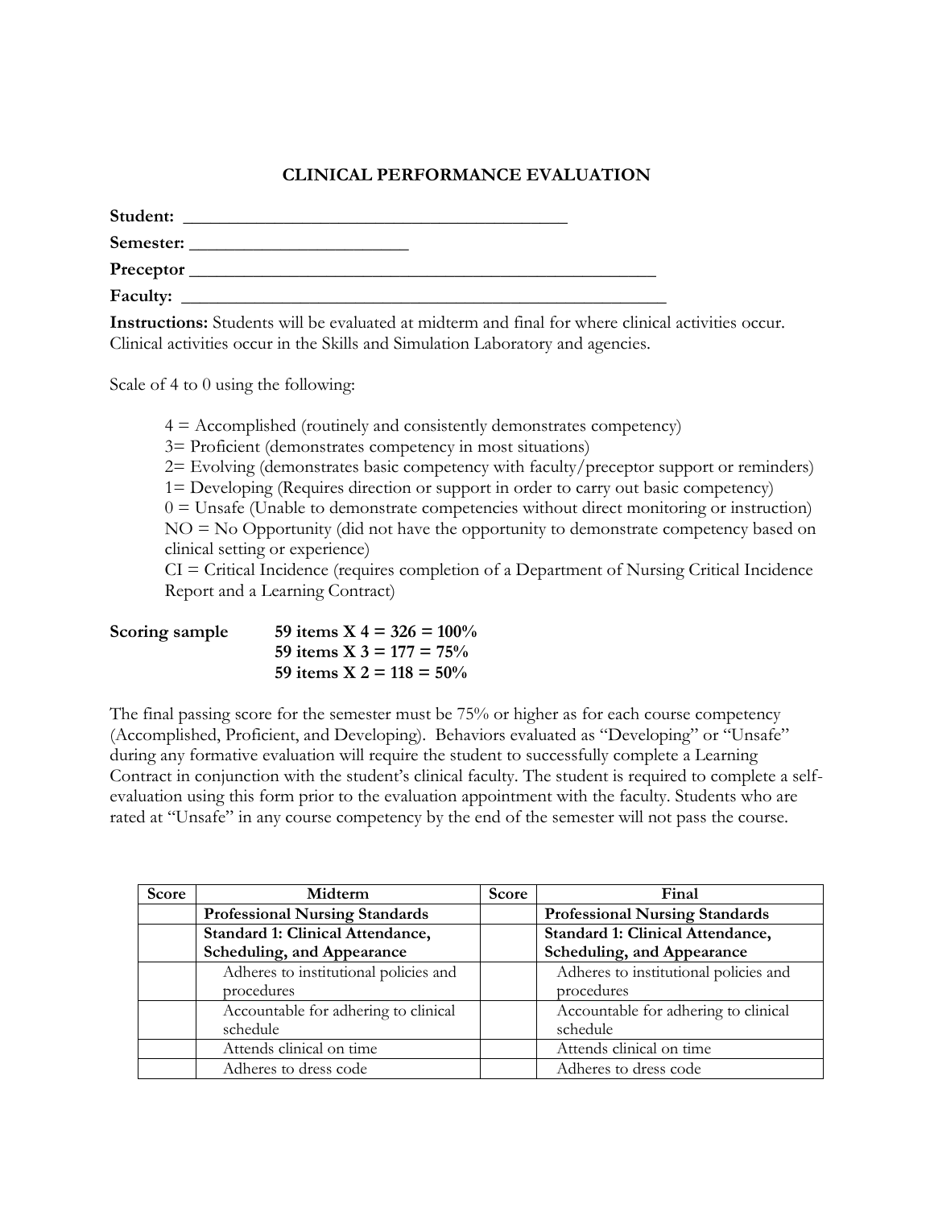# CLINICAL PERFORMANCE EVALUATION

**Student:** ___________________________________________

**Semester:** ________________________

**Preceptor** ______________________________________________________

**Faculty:** _______________________________________________________

**Instructions:** Students will be evaluated at midterm and final for where clinical activities occur. Clinical activities occur in the Skills and Simulation Laboratory and agencies.

Scale of 4 to 0 using the following:

4 = Accomplished (routinely and consistently demonstrates competency)
3= Proficient (demonstrates competency in most situations)
2= Evolving (demonstrates basic competency with faculty/preceptor support or reminders)
1= Developing (Requires direction or support in order to carry out basic competency)
0 = Unsafe (Unable to demonstrate competencies without direct monitoring or instruction)
NO = No Opportunity (did not have the opportunity to demonstrate competency based on clinical setting or experience)
CI = Critical Incidence (requires completion of a Department of Nursing Critical Incidence Report and a Learning Contract)

**Scoring sample** **59 items X 4 = 326 = 100%**
**59 items X 3 = 177 = 75%**
**59 items X 2 = 118 = 50%**

The final passing score for the semester must be 75% or higher as for each course competency (Accomplished, Proficient, and Developing). Behaviors evaluated as "Developing" or "Unsafe" during any formative evaluation will require the student to successfully complete a Learning Contract in conjunction with the student's clinical faculty. The student is required to complete a self-evaluation using this form prior to the evaluation appointment with the faculty. Students who are rated at "Unsafe" in any course competency by the end of the semester will not pass the course.

| Score | Midterm | Score | Final |
|---|---|---|---|
| | **Professional Nursing Standards** | | **Professional Nursing Standards** |
| | **Standard 1: Clinical Attendance, Scheduling, and Appearance** | | **Standard 1: Clinical Attendance, Scheduling, and Appearance** |
| | Adheres to institutional policies and procedures | | Adheres to institutional policies and procedures |
| | Accountable for adhering to clinical schedule | | Accountable for adhering to clinical schedule |
| | Attends clinical on time | | Attends clinical on time |
| | Adheres to dress code | | Adheres to dress code |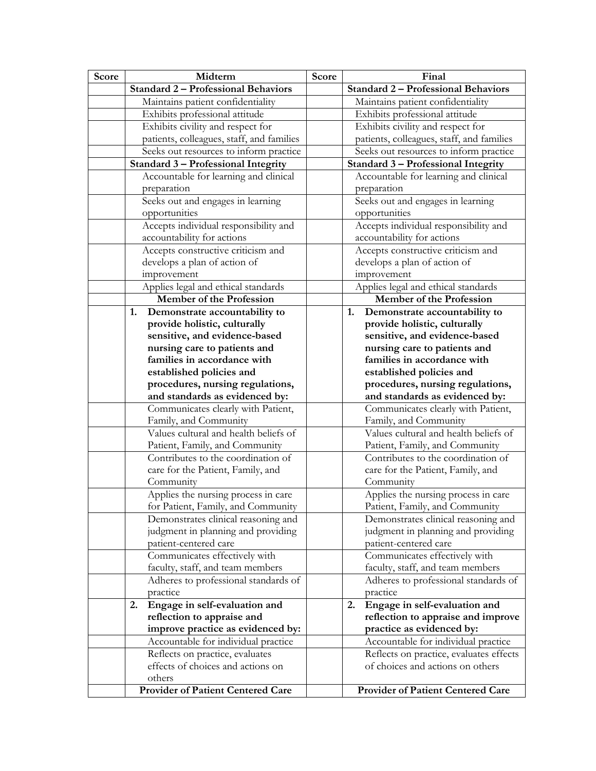| Score | Midterm | Score | Final |
|---|---|---|---|
| | **Standard 2 – Professional Behaviors** | | **Standard 2 – Professional Behaviors** |
| | Maintains patient confidentiality | | Maintains patient confidentiality |
| | Exhibits professional attitude | | Exhibits professional attitude |
| | Exhibits civility and respect for patients, colleagues, staff, and families | | Exhibits civility and respect for patients, colleagues, staff, and families |
| | Seeks out resources to inform practice | | Seeks out resources to inform practice |
| | **Standard 3 – Professional Integrity** | | **Standard 3 – Professional Integrity** |
| | Accountable for learning and clinical preparation | | Accountable for learning and clinical preparation |
| | Seeks out and engages in learning opportunities | | Seeks out and engages in learning opportunities |
| | Accepts individual responsibility and accountability for actions | | Accepts individual responsibility and accountability for actions |
| | Accepts constructive criticism and develops a plan of action of improvement | | Accepts constructive criticism and develops a plan of action of improvement |
| | Applies legal and ethical standards | | Applies legal and ethical standards |
| | **Member of the Profession** | | **Member of the Profession** |
| | **1. Demonstrate accountability to provide holistic, culturally sensitive, and evidence-based nursing care to patients and families in accordance with established policies and procedures, nursing regulations, and standards as evidenced by:** | | **1. Demonstrate accountability to provide holistic, culturally sensitive, and evidence-based nursing care to patients and families in accordance with established policies and procedures, nursing regulations, and standards as evidenced by:** |
| | Communicates clearly with Patient, Family, and Community | | Communicates clearly with Patient, Family, and Community |
| | Values cultural and health beliefs of Patient, Family, and Community | | Values cultural and health beliefs of Patient, Family, and Community |
| | Contributes to the coordination of care for the Patient, Family, and Community | | Contributes to the coordination of care for the Patient, Family, and Community |
| | Applies the nursing process in care for Patient, Family, and Community | | Applies the nursing process in care Patient, Family, and Community |
| | Demonstrates clinical reasoning and judgment in planning and providing patient-centered care | | Demonstrates clinical reasoning and judgment in planning and providing patient-centered care |
| | Communicates effectively with faculty, staff, and team members | | Communicates effectively with faculty, staff, and team members |
| | Adheres to professional standards of practice | | Adheres to professional standards of practice |
| | **2. Engage in self-evaluation and reflection to appraise and improve practice as evidenced by:** | | **2. Engage in self-evaluation and reflection to appraise and improve practice as evidenced by:** |
| | Accountable for individual practice | | Accountable for individual practice |
| | Reflects on practice, evaluates effects of choices and actions on others | | Reflects on practice, evaluates effects of choices and actions on others |
| | **Provider of Patient Centered Care** | | **Provider of Patient Centered Care** |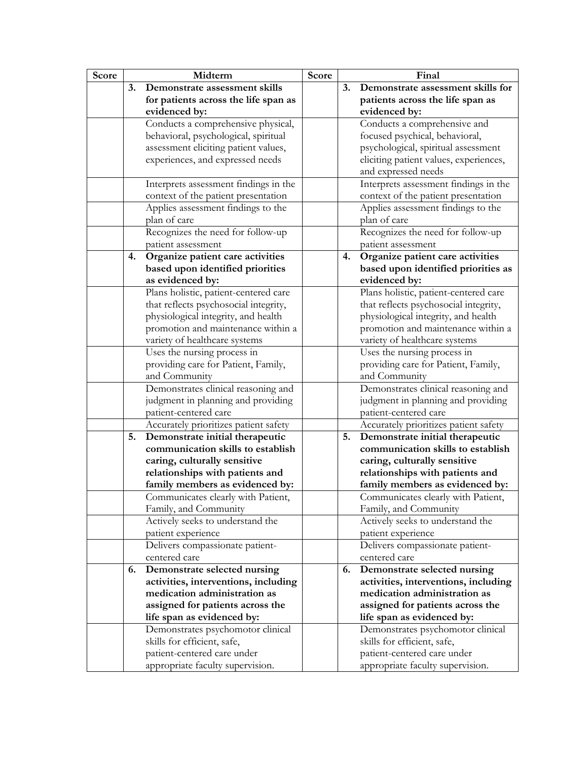| Score | Midterm | Score | Final |
|---|---|---|---|
| | **3. Demonstrate assessment skills for patients across the life span as evidenced by:** | | **3. Demonstrate assessment skills for patients across the life span as evidenced by:** |
| | Conducts a comprehensive physical, behavioral, psychological, spiritual assessment eliciting patient values, experiences, and expressed needs | | Conducts a comprehensive and focused psychical, behavioral, psychological, spiritual assessment eliciting patient values, experiences, and expressed needs |
| | Interprets assessment findings in the context of the patient presentation | | Interprets assessment findings in the context of the patient presentation |
| | Applies assessment findings to the plan of care | | Applies assessment findings to the plan of care |
| | Recognizes the need for follow-up patient assessment | | Recognizes the need for follow-up patient assessment |
| | **4. Organize patient care activities based upon identified priorities as evidenced by:** | | **4. Organize patient care activities based upon identified priorities as evidenced by:** |
| | Plans holistic, patient-centered care that reflects psychosocial integrity, physiological integrity, and health promotion and maintenance within a variety of healthcare systems | | Plans holistic, patient-centered care that reflects psychosocial integrity, physiological integrity, and health promotion and maintenance within a variety of healthcare systems |
| | Uses the nursing process in providing care for Patient, Family, and Community | | Uses the nursing process in providing care for Patient, Family, and Community |
| | Demonstrates clinical reasoning and judgment in planning and providing patient-centered care | | Demonstrates clinical reasoning and judgment in planning and providing patient-centered care |
| | Accurately prioritizes patient safety | | Accurately prioritizes patient safety |
| | **5. Demonstrate initial therapeutic communication skills to establish caring, culturally sensitive relationships with patients and family members as evidenced by:** | | **5. Demonstrate initial therapeutic communication skills to establish caring, culturally sensitive relationships with patients and family members as evidenced by:** |
| | Communicates clearly with Patient, Family, and Community | | Communicates clearly with Patient, Family, and Community |
| | Actively seeks to understand the patient experience | | Actively seeks to understand the patient experience |
| | Delivers compassionate patient-centered care | | Delivers compassionate patient-centered care |
| | **6. Demonstrate selected nursing activities, interventions, including medication administration as assigned for patients across the life span as evidenced by:** | | **6. Demonstrate selected nursing activities, interventions, including medication administration as assigned for patients across the life span as evidenced by:** |
| | Demonstrates psychomotor clinical skills for efficient, safe, patient-centered care under appropriate faculty supervision. | | Demonstrates psychomotor clinical skills for efficient, safe, patient-centered care under appropriate faculty supervision. |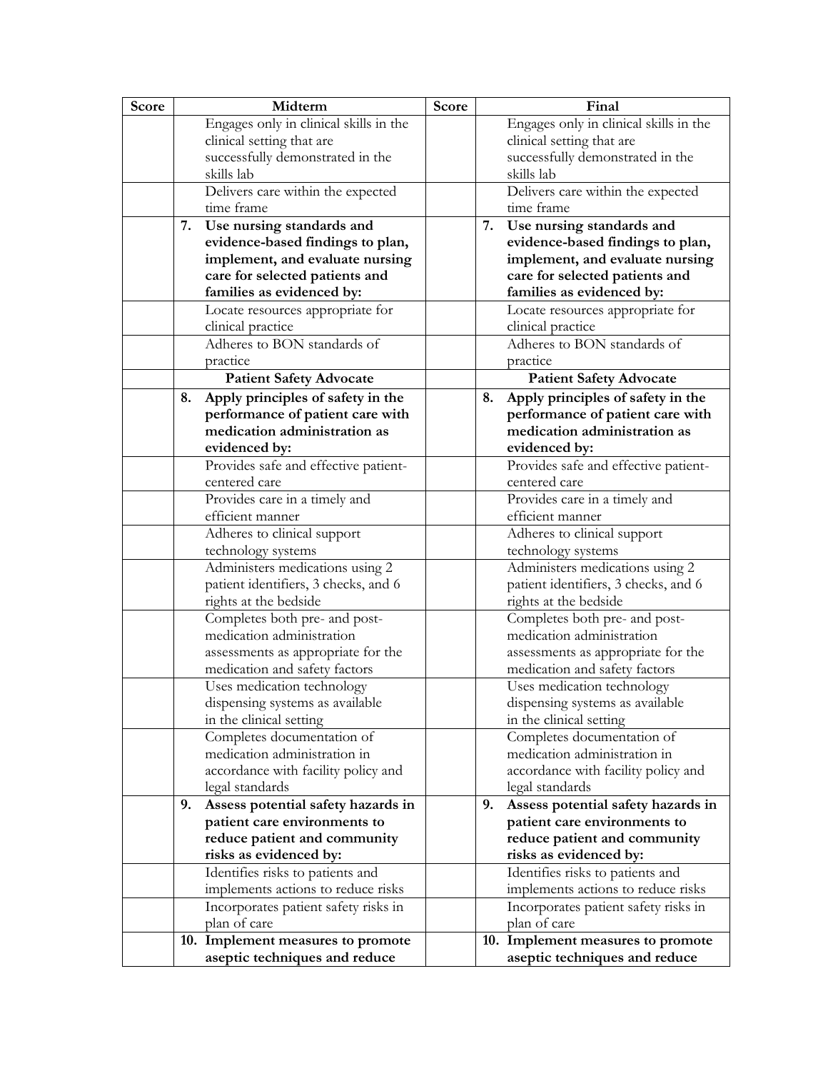| Score | Midterm | Score | Final |
|---|---|---|---|
| | Engages only in clinical skills in the clinical setting that are successfully demonstrated in the skills lab | | Engages only in clinical skills in the clinical setting that are successfully demonstrated in the skills lab |
| | Delivers care within the expected time frame | | Delivers care within the expected time frame |
| | **7. Use nursing standards and evidence-based findings to plan, implement, and evaluate nursing care for selected patients and families as evidenced by:** | | **7. Use nursing standards and evidence-based findings to plan, implement, and evaluate nursing care for selected patients and families as evidenced by:** |
| | Locate resources appropriate for clinical practice | | Locate resources appropriate for clinical practice |
| | Adheres to BON standards of practice | | Adheres to BON standards of practice |
| | **Patient Safety Advocate** | | **Patient Safety Advocate** |
| | **8. Apply principles of safety in the performance of patient care with medication administration as evidenced by:** | | **8. Apply principles of safety in the performance of patient care with medication administration as evidenced by:** |
| | Provides safe and effective patient-centered care | | Provides safe and effective patient-centered care |
| | Provides care in a timely and efficient manner | | Provides care in a timely and efficient manner |
| | Adheres to clinical support technology systems | | Adheres to clinical support technology systems |
| | Administers medications using 2 patient identifiers, 3 checks, and 6 rights at the bedside | | Administers medications using 2 patient identifiers, 3 checks, and 6 rights at the bedside |
| | Completes both pre- and post-medication administration assessments as appropriate for the medication and safety factors | | Completes both pre- and post-medication administration assessments as appropriate for the medication and safety factors |
| | Uses medication technology dispensing systems as available in the clinical setting | | Uses medication technology dispensing systems as available in the clinical setting |
| | Completes documentation of medication administration in accordance with facility policy and legal standards | | Completes documentation of medication administration in accordance with facility policy and legal standards |
| | **9. Assess potential safety hazards in patient care environments to reduce patient and community risks as evidenced by:** | | **9. Assess potential safety hazards in patient care environments to reduce patient and community risks as evidenced by:** |
| | Identifies risks to patients and implements actions to reduce risks | | Identifies risks to patients and implements actions to reduce risks |
| | Incorporates patient safety risks in plan of care | | Incorporates patient safety risks in plan of care |
| | **10. Implement measures to promote aseptic techniques and reduce** | | **10. Implement measures to promote aseptic techniques and reduce** |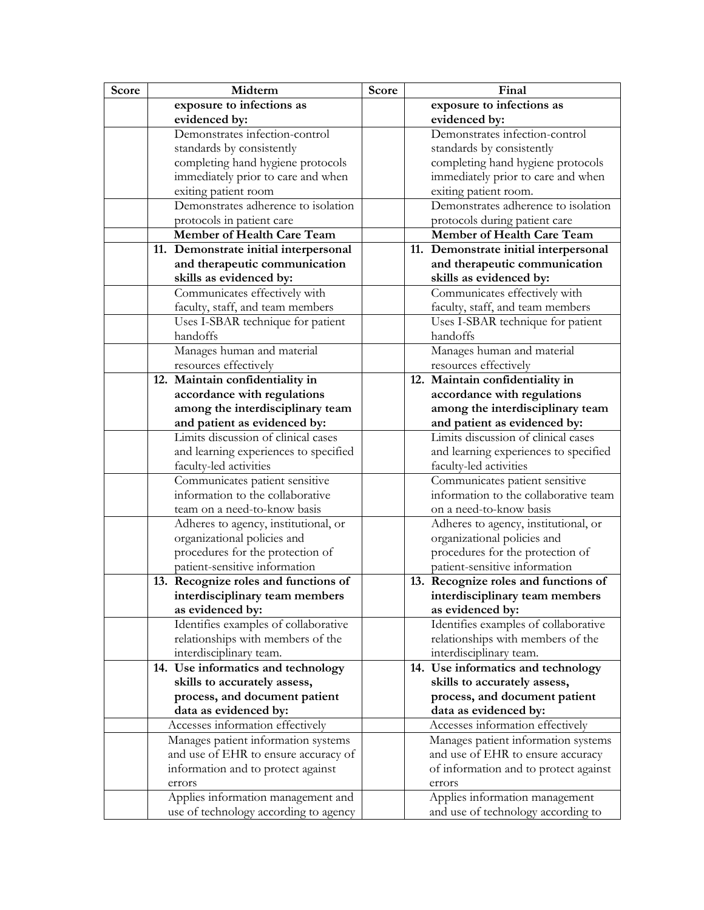| Score | Midterm | Score | Final |
|---|---|---|---|
| | **exposure to infections as evidenced by:** | | **exposure to infections as evidenced by:** |
| | Demonstrates infection-control standards by consistently completing hand hygiene protocols immediately prior to care and when exiting patient room | | Demonstrates infection-control standards by consistently completing hand hygiene protocols immediately prior to care and when exiting patient room. |
| | Demonstrates adherence to isolation protocols in patient care | | Demonstrates adherence to isolation protocols during patient care |
| | **Member of Health Care Team** | | **Member of Health Care Team** |
| | **11. Demonstrate initial interpersonal and therapeutic communication skills as evidenced by:** | | **11. Demonstrate initial interpersonal and therapeutic communication skills as evidenced by:** |
| | Communicates effectively with faculty, staff, and team members | | Communicates effectively with faculty, staff, and team members |
| | Uses I-SBAR technique for patient handoffs | | Uses I-SBAR technique for patient handoffs |
| | Manages human and material resources effectively | | Manages human and material resources effectively |
| | **12. Maintain confidentiality in accordance with regulations among the interdisciplinary team and patient as evidenced by:** | | **12. Maintain confidentiality in accordance with regulations among the interdisciplinary team and patient as evidenced by:** |
| | Limits discussion of clinical cases and learning experiences to specified faculty-led activities | | Limits discussion of clinical cases and learning experiences to specified faculty-led activities |
| | Communicates patient sensitive information to the collaborative team on a need-to-know basis | | Communicates patient sensitive information to the collaborative team on a need-to-know basis |
| | Adheres to agency, institutional, or organizational policies and procedures for the protection of patient-sensitive information | | Adheres to agency, institutional, or organizational policies and procedures for the protection of patient-sensitive information |
| | **13. Recognize roles and functions of interdisciplinary team members as evidenced by:** | | **13. Recognize roles and functions of interdisciplinary team members as evidenced by:** |
| | Identifies examples of collaborative relationships with members of the interdisciplinary team. | | Identifies examples of collaborative relationships with members of the interdisciplinary team. |
| | **14. Use informatics and technology skills to accurately assess, process, and document patient data as evidenced by:** | | **14. Use informatics and technology skills to accurately assess, process, and document patient data as evidenced by:** |
| | Accesses information effectively | | Accesses information effectively |
| | Manages patient information systems and use of EHR to ensure accuracy of information and to protect against errors | | Manages patient information systems and use of EHR to ensure accuracy of information and to protect against errors |
| | Applies information management and use of technology according to agency | | Applies information management and use of technology according to |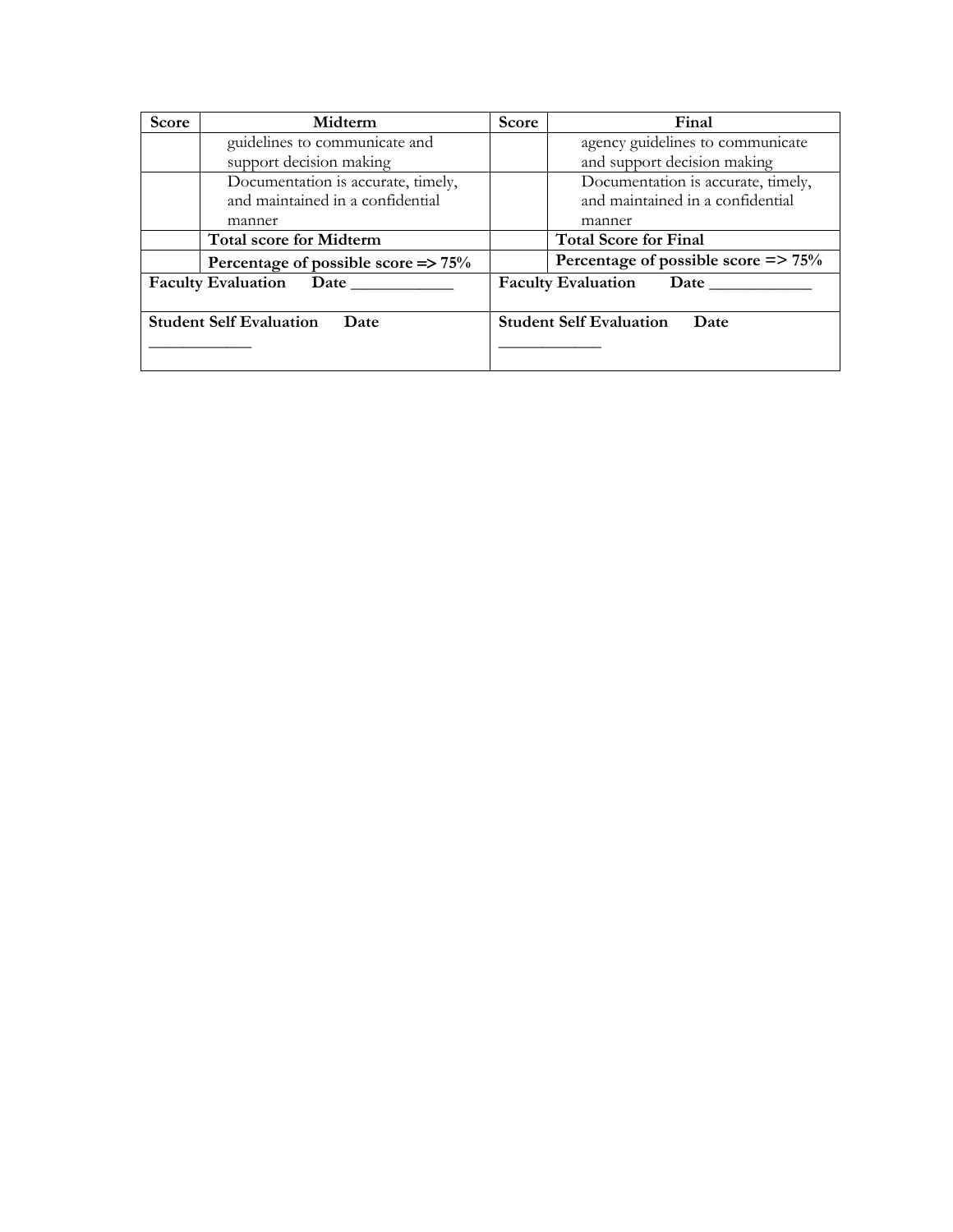| Score | Midterm | Score | Final |
|---|---|---|---|
| | guidelines to communicate and support decision making | | agency guidelines to communicate and support decision making |
| | Documentation is accurate, timely, and maintained in a confidential manner | | Documentation is accurate, timely, and maintained in a confidential manner |
| | **Total score for Midterm** | | **Total Score for Final** |
| | **Percentage of possible score => 75%** | | **Percentage of possible score => 75%** |
| **Faculty Evaluation Date ____________** | | **Faculty Evaluation Date ____________** | |
| **Student Self Evaluation Date** ____________ | | **Student Self Evaluation Date** ____________ | |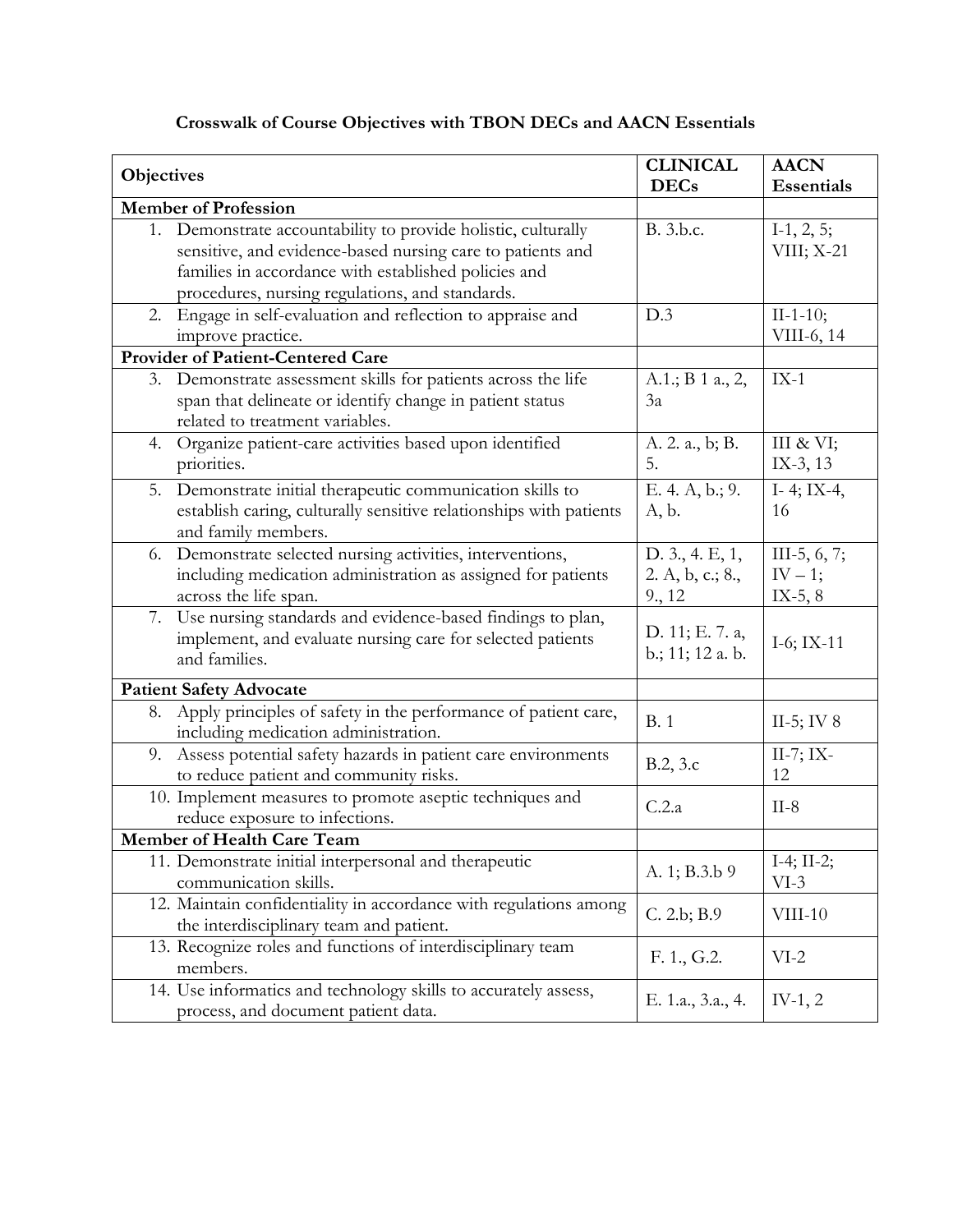### Crosswalk of Course Objectives with TBON DECs and AACN Essentials

| Objectives | CLINICAL DECs | AACN Essentials |
|---|---|---|
| **Member of Profession** | | |
| 1. Demonstrate accountability to provide holistic, culturally sensitive, and evidence-based nursing care to patients and families in accordance with established policies and procedures, nursing regulations, and standards. | B. 3.b.c. | I-1, 2, 5; VIII; X-21 |
| 2. Engage in self-evaluation and reflection to appraise and improve practice. | D.3 | II-1-10; VIII-6, 14 |
| **Provider of Patient-Centered Care** | | |
| 3. Demonstrate assessment skills for patients across the life span that delineate or identify change in patient status related to treatment variables. | A.1.; B 1 a., 2, 3a | IX-1 |
| 4. Organize patient-care activities based upon identified priorities. | A. 2. a., b; B. 5. | III & VI; IX-3, 13 |
| 5. Demonstrate initial therapeutic communication skills to establish caring, culturally sensitive relationships with patients and family members. | E. 4. A, b.; 9. A, b. | I- 4; IX-4, 16 |
| 6. Demonstrate selected nursing activities, interventions, including medication administration as assigned for patients across the life span. | D. 3., 4. E, 1, 2. A, b, c.; 8., 9., 12 | III-5, 6, 7; IV – 1; IX-5, 8 |
| 7. Use nursing standards and evidence-based findings to plan, implement, and evaluate nursing care for selected patients and families. | D. 11; E. 7. a, b.; 11; 12 a. b. | I-6; IX-11 |
| **Patient Safety Advocate** | | |
| 8. Apply principles of safety in the performance of patient care, including medication administration. | B. 1 | II-5; IV 8 |
| 9. Assess potential safety hazards in patient care environments to reduce patient and community risks. | B.2, 3.c | II-7; IX-12 |
| 10. Implement measures to promote aseptic techniques and reduce exposure to infections. | C.2.a | II-8 |
| **Member of Health Care Team** | | |
| 11. Demonstrate initial interpersonal and therapeutic communication skills. | A. 1; B.3.b 9 | I-4; II-2; VI-3 |
| 12. Maintain confidentiality in accordance with regulations among the interdisciplinary team and patient. | C. 2.b; B.9 | VIII-10 |
| 13. Recognize roles and functions of interdisciplinary team members. | F. 1., G.2. | VI-2 |
| 14. Use informatics and technology skills to accurately assess, process, and document patient data. | E. 1.a., 3.a., 4. | IV-1, 2 |